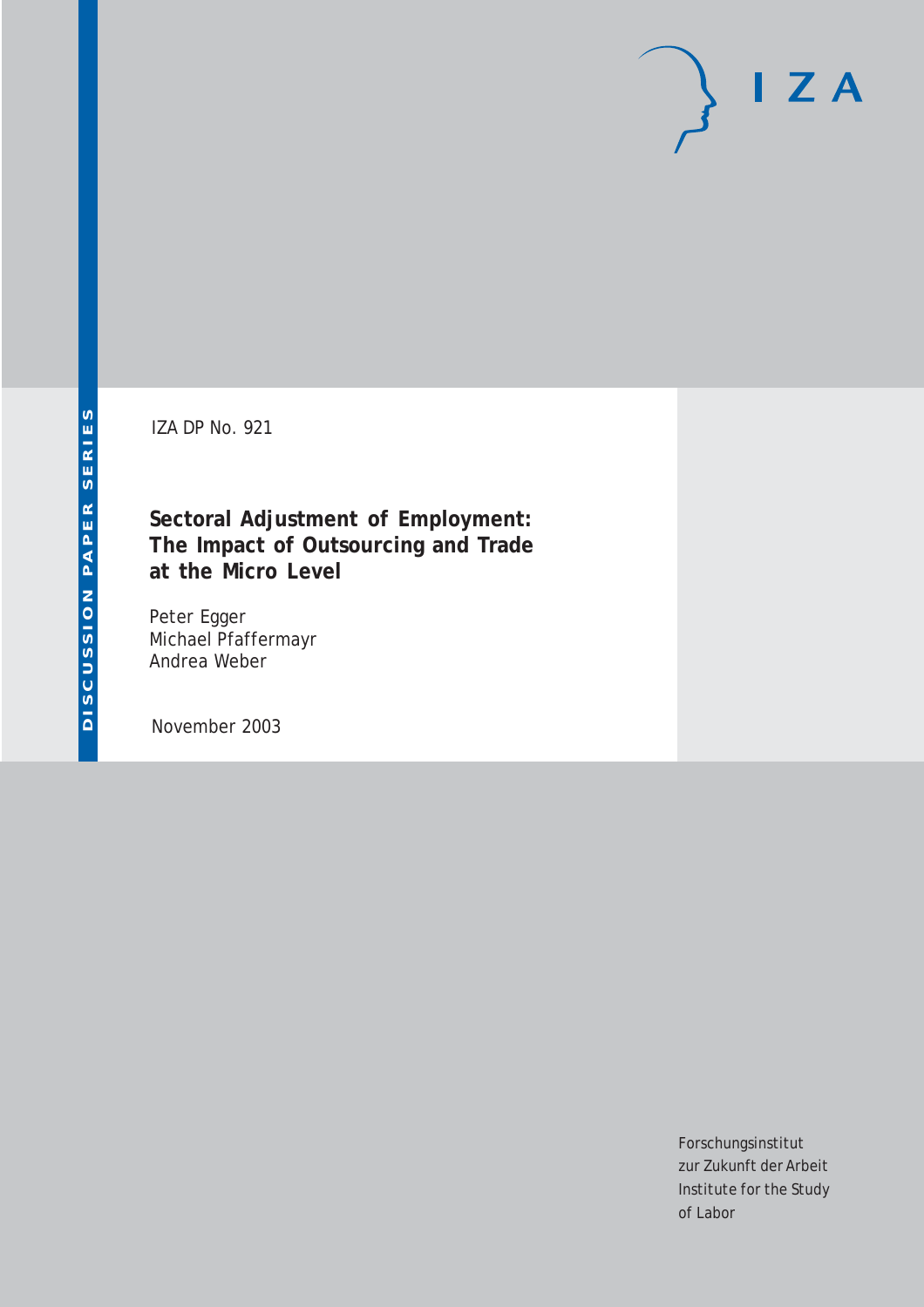DISCUSSION PAPER SERIES

IZA

IZA DP No. 921

# Sectoral Adjustment of Employment: The Impact of Outsourcing and Trade at the Micro Level

Peter Egger
Michael Pfaffermayr
Andrea Weber

November 2003

Forschungsinstitut
zur Zukunft der Arbeit
Institute for the Study
of Labor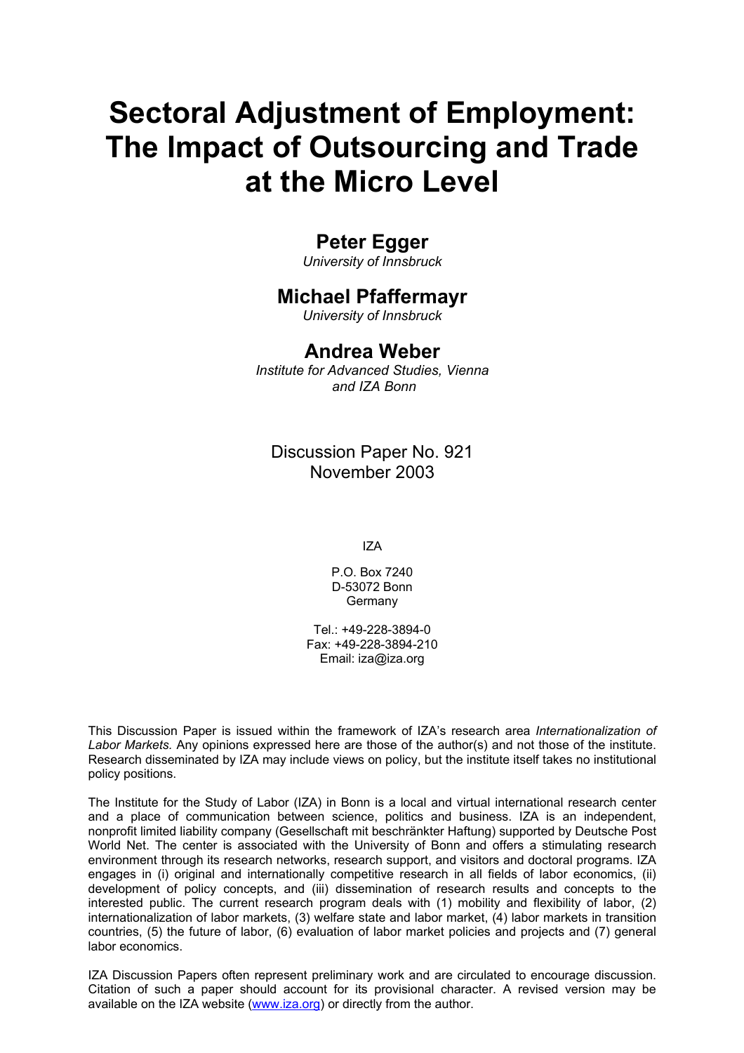# Sectoral Adjustment of Employment: The Impact of Outsourcing and Trade at the Micro Level

**Peter Egger**
*University of Innsbruck*

**Michael Pfaffermayr**
*University of Innsbruck*

**Andrea Weber**
*Institute for Advanced Studies, Vienna and IZA Bonn*

Discussion Paper No. 921
November 2003

IZA

P.O. Box 7240
D-53072 Bonn
Germany

Tel.: +49-228-3894-0
Fax: +49-228-3894-210
Email: iza@iza.org

This Discussion Paper is issued within the framework of IZA's research area *Internationalization of Labor Markets.* Any opinions expressed here are those of the author(s) and not those of the institute. Research disseminated by IZA may include views on policy, but the institute itself takes no institutional policy positions.

The Institute for the Study of Labor (IZA) in Bonn is a local and virtual international research center and a place of communication between science, politics and business. IZA is an independent, nonprofit limited liability company (Gesellschaft mit beschränkter Haftung) supported by Deutsche Post World Net. The center is associated with the University of Bonn and offers a stimulating research environment through its research networks, research support, and visitors and doctoral programs. IZA engages in (i) original and internationally competitive research in all fields of labor economics, (ii) development of policy concepts, and (iii) dissemination of research results and concepts to the interested public. The current research program deals with (1) mobility and flexibility of labor, (2) internationalization of labor markets, (3) welfare state and labor market, (4) labor markets in transition countries, (5) the future of labor, (6) evaluation of labor market policies and projects and (7) general labor economics.

IZA Discussion Papers often represent preliminary work and are circulated to encourage discussion. Citation of such a paper should account for its provisional character. A revised version may be available on the IZA website (www.iza.org) or directly from the author.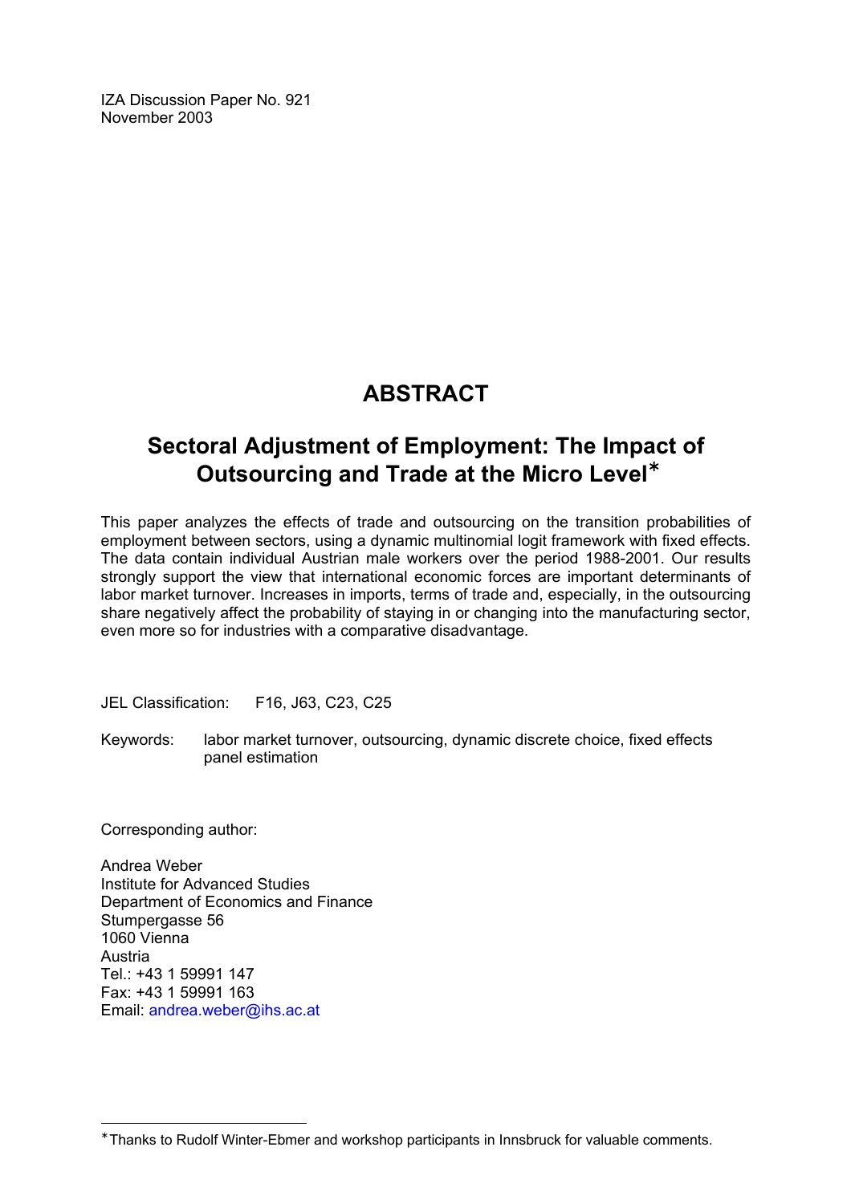IZA Discussion Paper No. 921
November 2003

# ABSTRACT

## Sectoral Adjustment of Employment: The Impact of Outsourcing and Trade at the Micro Level*

This paper analyzes the effects of trade and outsourcing on the transition probabilities of employment between sectors, using a dynamic multinomial logit framework with fixed effects. The data contain individual Austrian male workers over the period 1988-2001. Our results strongly support the view that international economic forces are important determinants of labor market turnover. Increases in imports, terms of trade and, especially, in the outsourcing share negatively affect the probability of staying in or changing into the manufacturing sector, even more so for industries with a comparative disadvantage.

JEL Classification: F16, J63, C23, C25

Keywords: labor market turnover, outsourcing, dynamic discrete choice, fixed effects panel estimation

Corresponding author:

Andrea Weber
Institute for Advanced Studies
Department of Economics and Finance
Stumpergasse 56
1060 Vienna
Austria
Tel.: +43 1 59991 147
Fax: +43 1 59991 163
Email: andrea.weber@ihs.ac.at

---

* Thanks to Rudolf Winter-Ebmer and workshop participants in Innsbruck for valuable comments.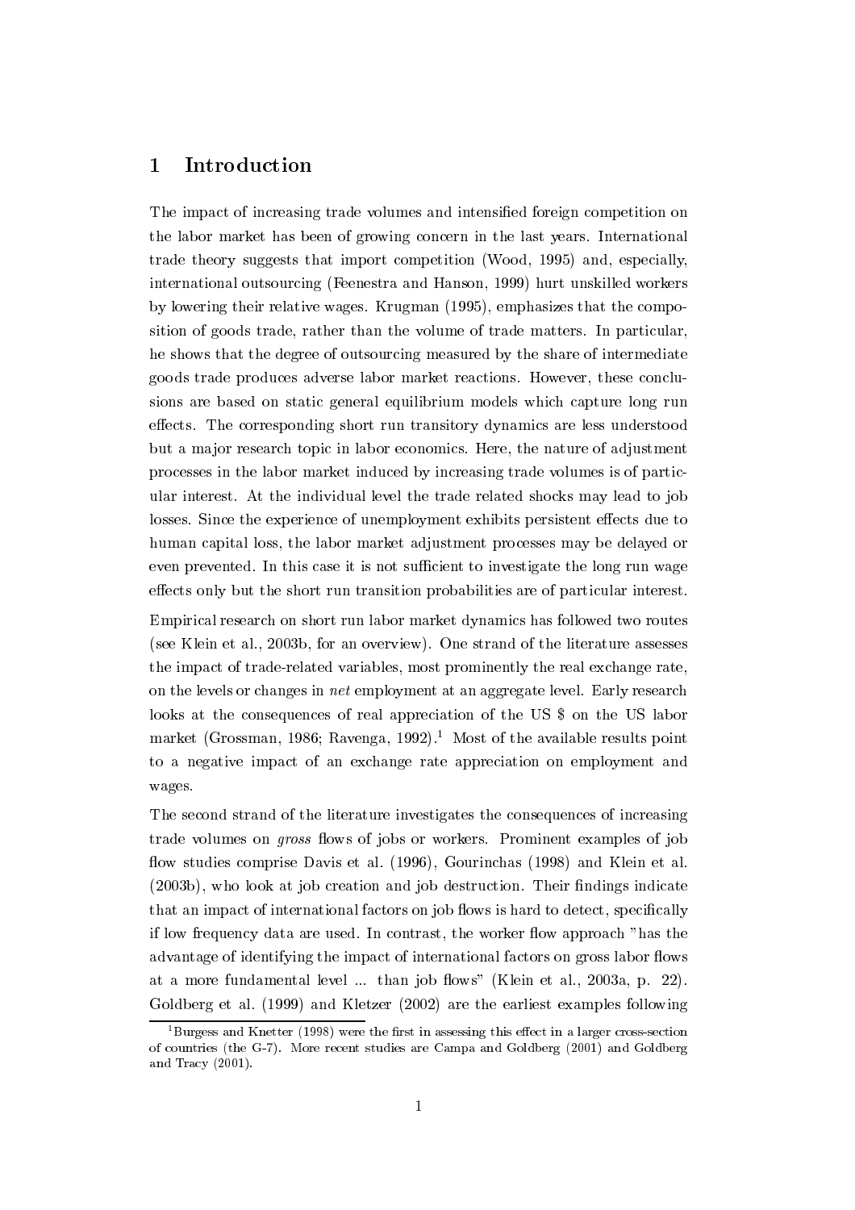# 1 Introduction

The impact of increasing trade volumes and intensified foreign competition on the labor market has been of growing concern in the last years. International trade theory suggests that import competition (Wood, 1995) and, especially, international outsourcing (Feenestra and Hanson, 1999) hurt unskilled workers by lowering their relative wages. Krugman (1995), emphasizes that the composition of goods trade, rather than the volume of trade matters. In particular, he shows that the degree of outsourcing measured by the share of intermediate goods trade produces adverse labor market reactions. However, these conclusions are based on static general equilibrium models which capture long run effects. The corresponding short run transitory dynamics are less understood but a major research topic in labor economics. Here, the nature of adjustment processes in the labor market induced by increasing trade volumes is of particular interest. At the individual level the trade related shocks may lead to job losses. Since the experience of unemployment exhibits persistent effects due to human capital loss, the labor market adjustment processes may be delayed or even prevented. In this case it is not sufficient to investigate the long run wage effects only but the short run transition probabilities are of particular interest.

Empirical research on short run labor market dynamics has followed two routes (see Klein et al., 2003b, for an overview). One strand of the literature assesses the impact of trade-related variables, most prominently the real exchange rate, on the levels or changes in *net* employment at an aggregate level. Early research looks at the consequences of real appreciation of the US $ on the US labor market (Grossman, 1986; Ravenga, 1992).[1] Most of the available results point to a negative impact of an exchange rate appreciation on employment and wages.

The second strand of the literature investigates the consequences of increasing trade volumes on *gross* flows of jobs or workers. Prominent examples of job flow studies comprise Davis et al. (1996), Gourinchas (1998) and Klein et al. (2003b), who look at job creation and job destruction. Their findings indicate that an impact of international factors on job flows is hard to detect, specifically if low frequency data are used. In contrast, the worker flow approach "has the advantage of identifying the impact of international factors on gross labor flows at a more fundamental level ... than job flows" (Klein et al., 2003a, p. 22). Goldberg et al. (1999) and Kletzer (2002) are the earliest examples following

[1] Burgess and Knetter (1998) were the first in assessing this effect in a larger cross-section of countries (the G-7). More recent studies are Campa and Goldberg (2001) and Goldberg and Tracy (2001).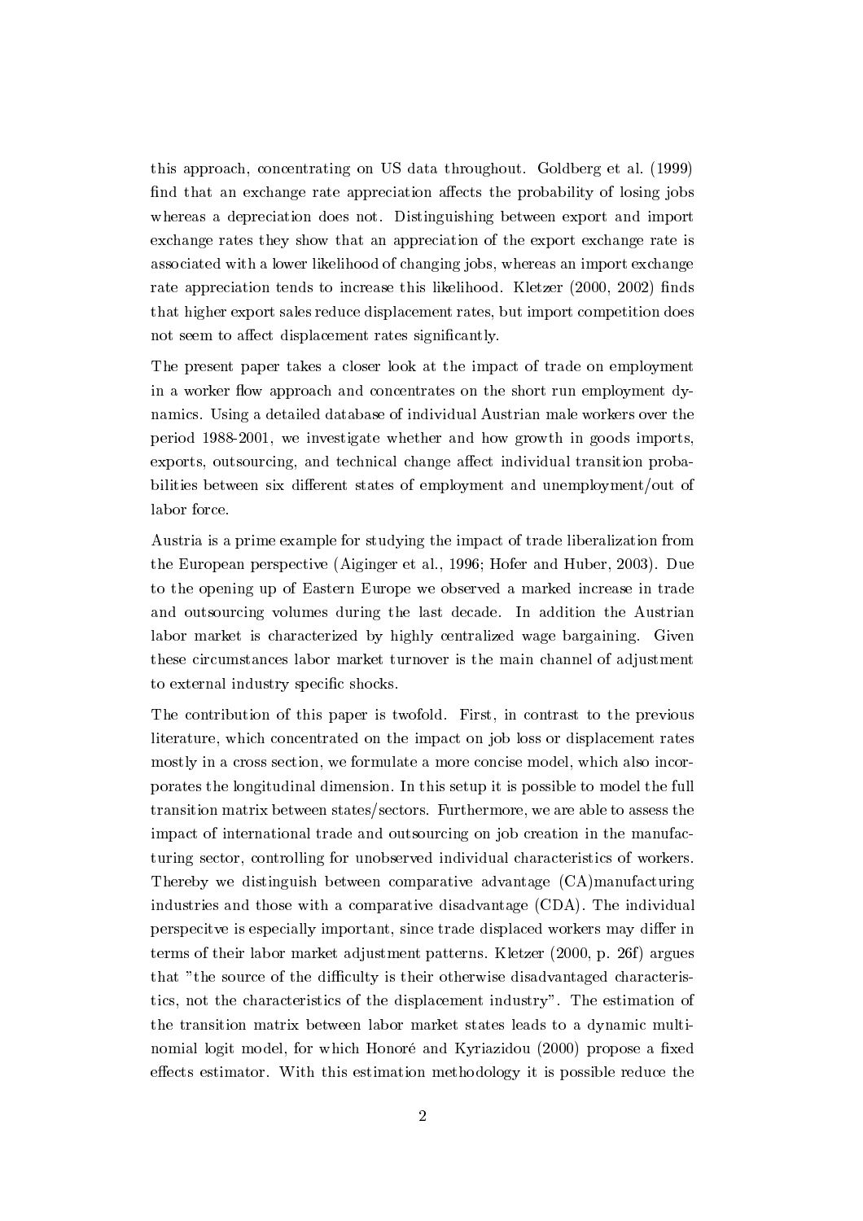this approach, concentrating on US data throughout. Goldberg et al. (1999) find that an exchange rate appreciation affects the probability of losing jobs whereas a depreciation does not. Distinguishing between export and import exchange rates they show that an appreciation of the export exchange rate is associated with a lower likelihood of changing jobs, whereas an import exchange rate appreciation tends to increase this likelihood. Kletzer (2000, 2002) finds that higher export sales reduce displacement rates, but import competition does not seem to affect displacement rates significantly.

The present paper takes a closer look at the impact of trade on employment in a worker flow approach and concentrates on the short run employment dynamics. Using a detailed database of individual Austrian male workers over the period 1988-2001, we investigate whether and how growth in goods imports, exports, outsourcing, and technical change affect individual transition probabilities between six different states of employment and unemployment/out of labor force.

Austria is a prime example for studying the impact of trade liberalization from the European perspective (Aiginger et al., 1996; Hofer and Huber, 2003). Due to the opening up of Eastern Europe we observed a marked increase in trade and outsourcing volumes during the last decade. In addition the Austrian labor market is characterized by highly centralized wage bargaining. Given these circumstances labor market turnover is the main channel of adjustment to external industry specific shocks.

The contribution of this paper is twofold. First, in contrast to the previous literature, which concentrated on the impact on job loss or displacement rates mostly in a cross section, we formulate a more concise model, which also incorporates the longitudinal dimension. In this setup it is possible to model the full transition matrix between states/sectors. Furthermore, we are able to assess the impact of international trade and outsourcing on job creation in the manufacturing sector, controlling for unobserved individual characteristics of workers. Thereby we distinguish between comparative advantage (CA)manufacturing industries and those with a comparative disadvantage (CDA). The individual perspecitve is especially important, since trade displaced workers may differ in terms of their labor market adjustment patterns. Kletzer (2000, p. 26f) argues that "the source of the difficulty is their otherwise disadvantaged characteristics, not the characteristics of the displacement industry". The estimation of the transition matrix between labor market states leads to a dynamic multinomial logit model, for which Honoré and Kyriazidou (2000) propose a fixed effects estimator. With this estimation methodology it is possible reduce the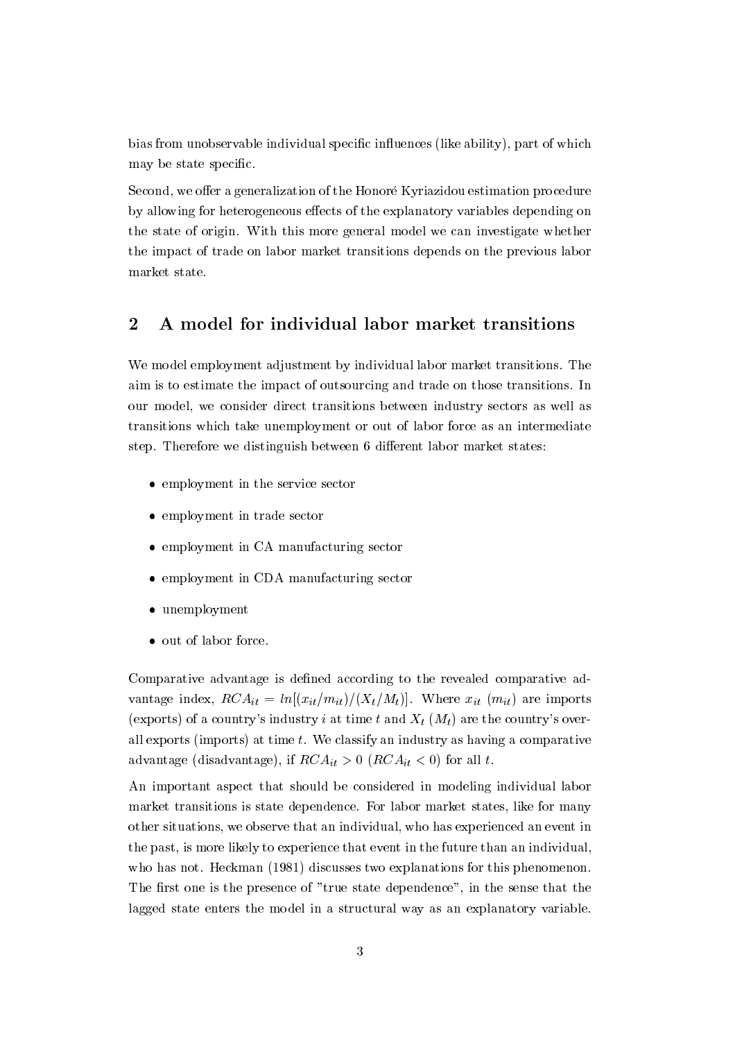bias from unobservable individual specific influences (like ability), part of which may be state specific.

Second, we offer a generalization of the Honoré Kyriazidou estimation procedure by allowing for heterogeneous effects of the explanatory variables depending on the state of origin. With this more general model we can investigate whether the impact of trade on labor market transitions depends on the previous labor market state.

## 2 A model for individual labor market transitions

We model employment adjustment by individual labor market transitions. The aim is to estimate the impact of outsourcing and trade on those transitions. In our model, we consider direct transitions between industry sectors as well as transitions which take unemployment or out of labor force as an intermediate step. Therefore we distinguish between 6 different labor market states:

- employment in the service sector
- employment in trade sector
- employment in CA manufacturing sector
- employment in CDA manufacturing sector
- unemployment
- out of labor force.

Comparative advantage is defined according to the revealed comparative advantage index, $RCA_{it} = ln[(x_{it}/m_{it})/(X_t/M_t)]$. Where $x_{it}$ ($m_{it}$) are imports (exports) of a country's industry $i$ at time $t$ and $X_t$ ($M_t$) are the country's overall exports (imports) at time $t$. We classify an industry as having a comparative advantage (disadvantage), if $RCA_{it} > 0$ ($RCA_{it} < 0$) for all $t$.

An important aspect that should be considered in modeling individual labor market transitions is state dependence. For labor market states, like for many other situations, we observe that an individual, who has experienced an event in the past, is more likely to experience that event in the future than an individual, who has not. Heckman (1981) discusses two explanations for this phenomenon. The first one is the presence of "true state dependence", in the sense that the lagged state enters the model in a structural way as an explanatory variable.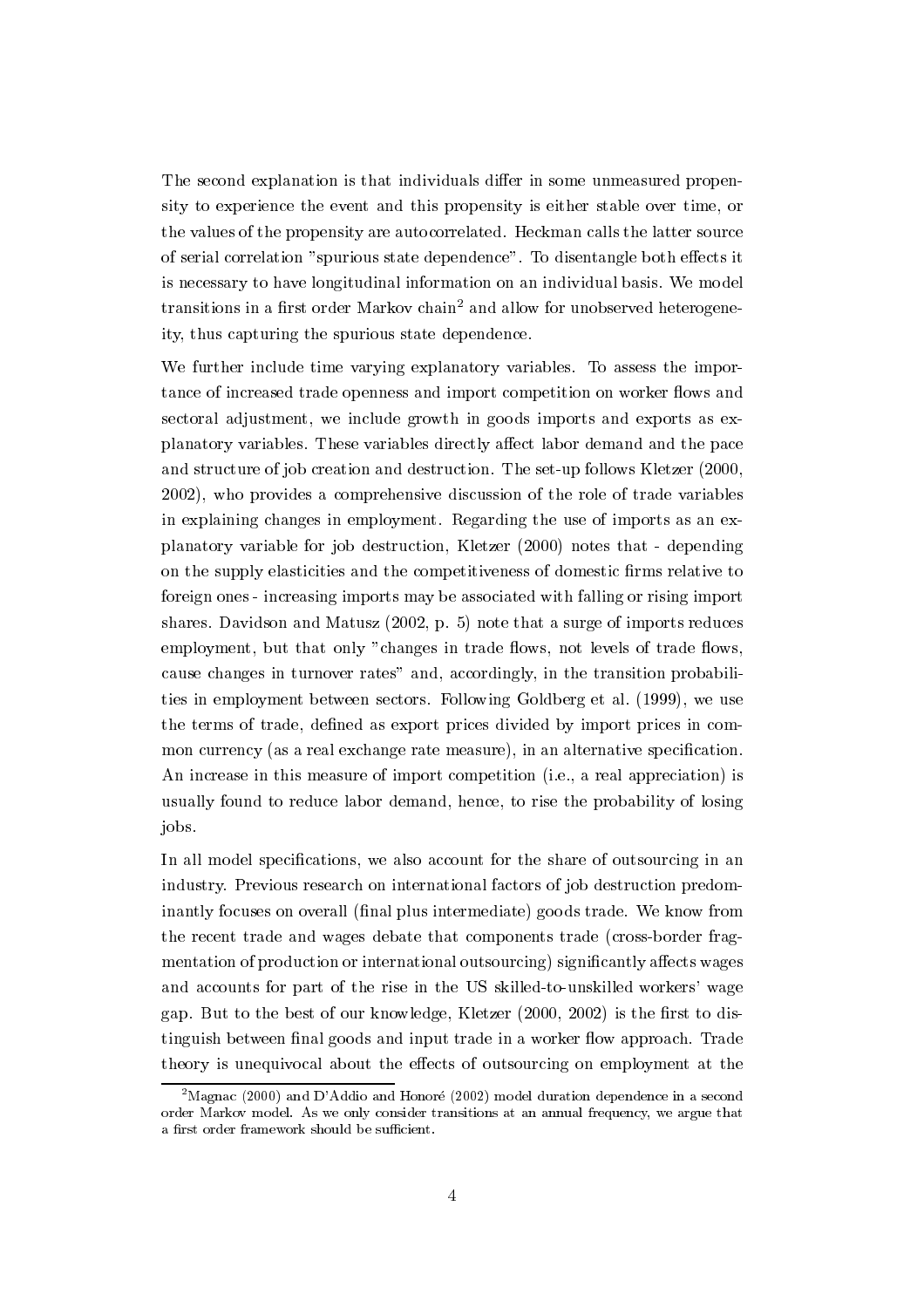The second explanation is that individuals differ in some unmeasured propensity to experience the event and this propensity is either stable over time, or the values of the propensity are autocorrelated. Heckman calls the latter source of serial correlation "spurious state dependence". To disentangle both effects it is necessary to have longitudinal information on an individual basis. We model transitions in a first order Markov chain[2] and allow for unobserved heterogeneity, thus capturing the spurious state dependence.

We further include time varying explanatory variables. To assess the importance of increased trade openness and import competition on worker flows and sectoral adjustment, we include growth in goods imports and exports as explanatory variables. These variables directly affect labor demand and the pace and structure of job creation and destruction. The set-up follows Kletzer (2000, 2002), who provides a comprehensive discussion of the role of trade variables in explaining changes in employment. Regarding the use of imports as an explanatory variable for job destruction, Kletzer (2000) notes that - depending on the supply elasticities and the competitiveness of domestic firms relative to foreign ones - increasing imports may be associated with falling or rising import shares. Davidson and Matusz (2002, p. 5) note that a surge of imports reduces employment, but that only "changes in trade flows, not levels of trade flows, cause changes in turnover rates" and, accordingly, in the transition probabilities in employment between sectors. Following Goldberg et al. (1999), we use the terms of trade, defined as export prices divided by import prices in common currency (as a real exchange rate measure), in an alternative specification. An increase in this measure of import competition (i.e., a real appreciation) is usually found to reduce labor demand, hence, to rise the probability of losing jobs.

In all model specifications, we also account for the share of outsourcing in an industry. Previous research on international factors of job destruction predominantly focuses on overall (final plus intermediate) goods trade. We know from the recent trade and wages debate that components trade (cross-border fragmentation of production or international outsourcing) significantly affects wages and accounts for part of the rise in the US skilled-to-unskilled workers' wage gap. But to the best of our knowledge, Kletzer (2000, 2002) is the first to distinguish between final goods and input trade in a worker flow approach. Trade theory is unequivocal about the effects of outsourcing on employment at the

[2] Magnac (2000) and D'Addio and Honoré (2002) model duration dependence in a second order Markov model. As we only consider transitions at an annual frequency, we argue that a first order framework should be sufficient.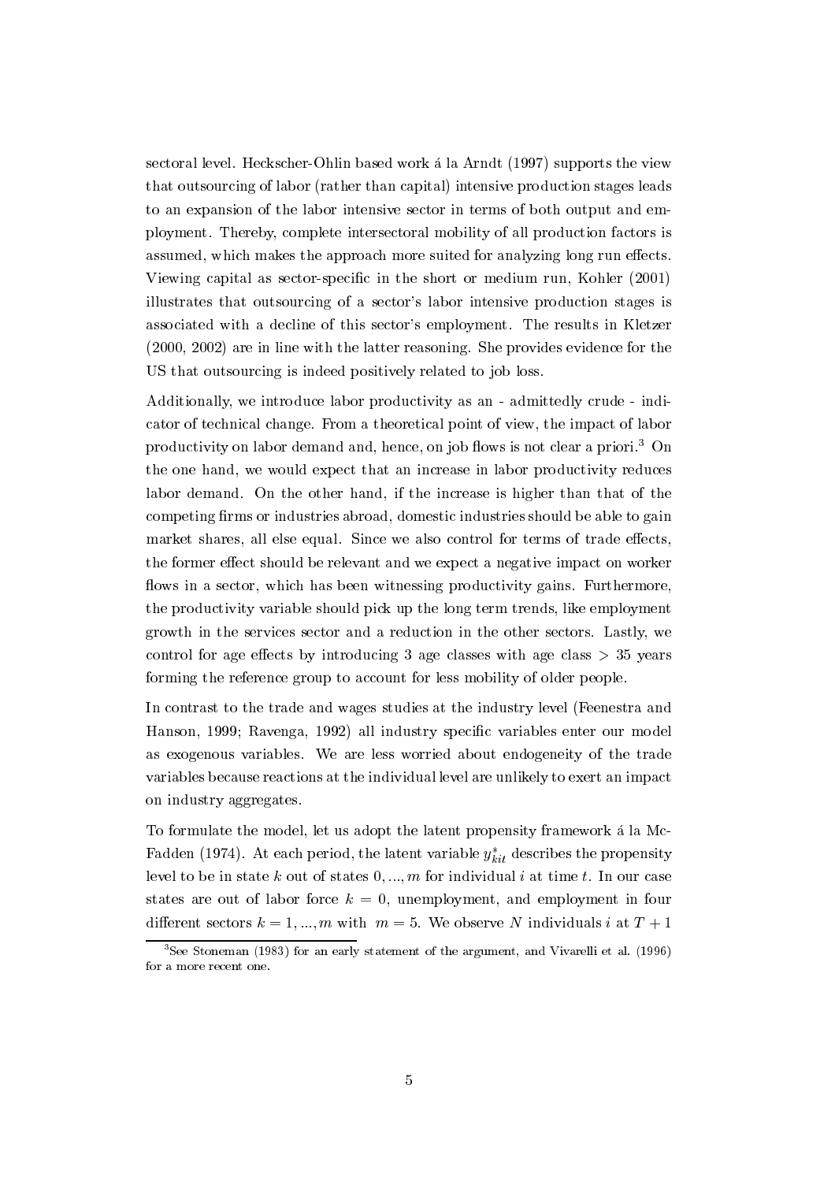sectoral level. Heckscher-Ohlin based work á la Arndt (1997) supports the view that outsourcing of labor (rather than capital) intensive production stages leads to an expansion of the labor intensive sector in terms of both output and employment. Thereby, complete intersectoral mobility of all production factors is assumed, which makes the approach more suited for analyzing long run effects. Viewing capital as sector-specific in the short or medium run, Kohler (2001) illustrates that outsourcing of a sector's labor intensive production stages is associated with a decline of this sector's employment. The results in Kletzer (2000, 2002) are in line with the latter reasoning. She provides evidence for the US that outsourcing is indeed positively related to job loss.

Additionally, we introduce labor productivity as an - admittedly crude - indicator of technical change. From a theoretical point of view, the impact of labor productivity on labor demand and, hence, on job flows is not clear a priori.[3] On the one hand, we would expect that an increase in labor productivity reduces labor demand. On the other hand, if the increase is higher than that of the competing firms or industries abroad, domestic industries should be able to gain market shares, all else equal. Since we also control for terms of trade effects, the former effect should be relevant and we expect a negative impact on worker flows in a sector, which has been witnessing productivity gains. Furthermore, the productivity variable should pick up the long term trends, like employment growth in the services sector and a reduction in the other sectors. Lastly, we control for age effects by introducing 3 age classes with age class $> 35$ years forming the reference group to account for less mobility of older people.

In contrast to the trade and wages studies at the industry level (Feenestra and Hanson, 1999; Ravenga, 1992) all industry specific variables enter our model as exogenous variables. We are less worried about endogeneity of the trade variables because reactions at the individual level are unlikely to exert an impact on industry aggregates.

To formulate the model, let us adopt the latent propensity framework á la McFadden (1974). At each period, the latent variable $y^*_{kit}$ describes the propensity level to be in state $k$ out of states $0, ..., m$ for individual $i$ at time $t$. In our case states are out of labor force $k = 0$, unemployment, and employment in four different sectors $k = 1, ..., m$ with $m = 5$. We observe $N$ individuals $i$ at $T + 1$

[3] See Stoneman (1983) for an early statement of the argument, and Vivarelli et al. (1996) for a more recent one.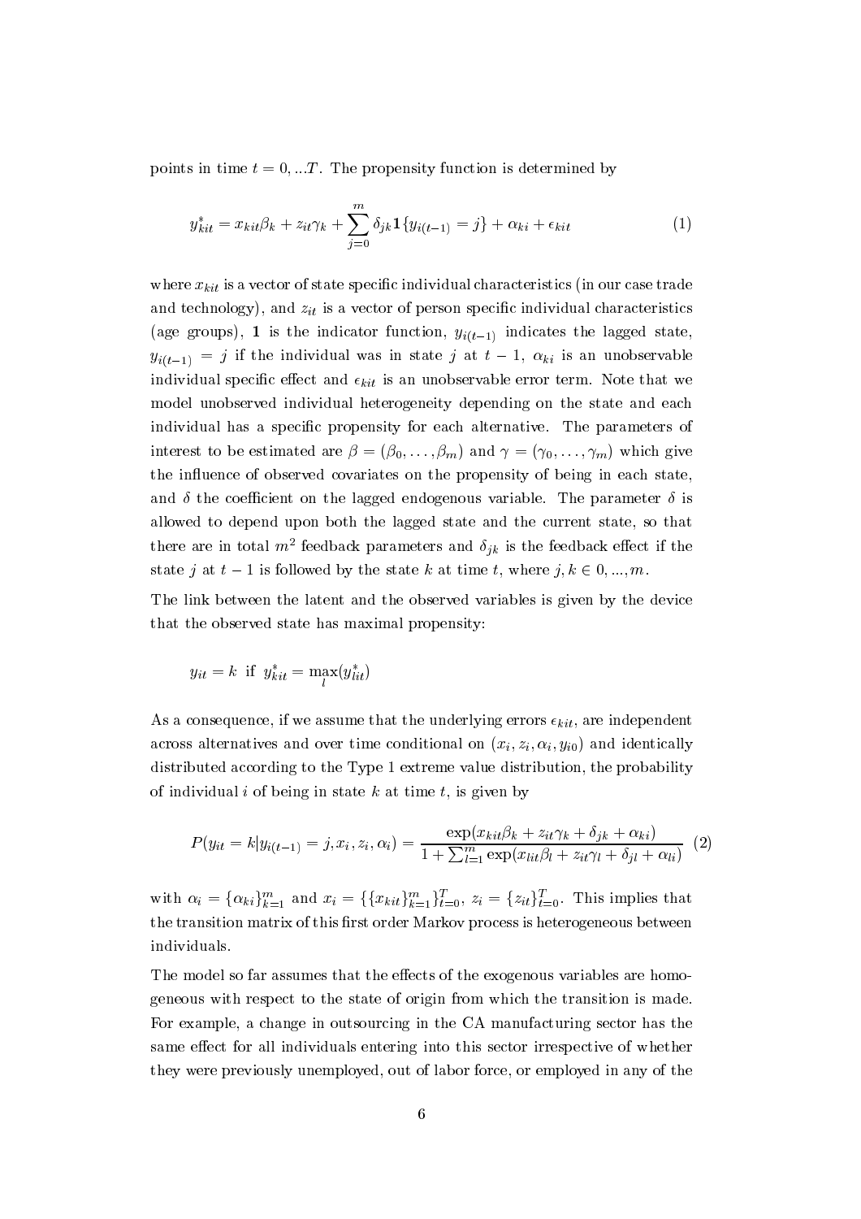points in time $t = 0, ...T$. The propensity function is determined by

$$y^*_{kit} = x_{kit}\beta_k + z_{it}\gamma_k + \sum_{j=0}^{m} \delta_{jk}\mathbf{1}\{y_{i(t-1)} = j\} + \alpha_{ki} + \epsilon_{kit} \tag{1}$$

where $x_{kit}$ is a vector of state specific individual characteristics (in our case trade and technology), and $z_{it}$ is a vector of person specific individual characteristics (age groups), $\mathbf{1}$ is the indicator function, $y_{i(t-1)}$ indicates the lagged state, $y_{i(t-1)} = j$ if the individual was in state $j$ at $t-1$, $\alpha_{ki}$ is an unobservable individual specific effect and $\epsilon_{kit}$ is an unobservable error term. Note that we model unobserved individual heterogeneity depending on the state and each individual has a specific propensity for each alternative. The parameters of interest to be estimated are $\beta = (\beta_0, \ldots, \beta_m)$ and $\gamma = (\gamma_0, \ldots, \gamma_m)$ which give the influence of observed covariates on the propensity of being in each state, and $\delta$ the coefficient on the lagged endogenous variable. The parameter $\delta$ is allowed to depend upon both the lagged state and the current state, so that there are in total $m^2$ feedback parameters and $\delta_{jk}$ is the feedback effect if the state $j$ at $t-1$ is followed by the state $k$ at time $t$, where $j, k \in 0, ..., m$.

The link between the latent and the observed variables is given by the device that the observed state has maximal propensity:

$$y_{it} = k \text{ if } y^*_{kit} = \max_{l}(y^*_{lit})$$

As a consequence, if we assume that the underlying errors $\epsilon_{kit}$, are independent across alternatives and over time conditional on $(x_i, z_i, \alpha_i, y_{i0})$ and identically distributed according to the Type 1 extreme value distribution, the probability of individual $i$ of being in state $k$ at time $t$, is given by

$$P(y_{it} = k | y_{i(t-1)} = j, x_i, z_i, \alpha_i) = \frac{\exp(x_{kit}\beta_k + z_{it}\gamma_k + \delta_{jk} + \alpha_{ki})}{1 + \sum_{l=1}^{m} \exp(x_{lit}\beta_l + z_{it}\gamma_l + \delta_{jl} + \alpha_{li})} \tag{2}$$

with $\alpha_i = \{\alpha_{ki}\}_{k=1}^{m}$ and $x_i = \{\{x_{kit}\}_{k=1}^{m}\}_{t=0}^{T}$, $z_i = \{z_{it}\}_{t=0}^{T}$. This implies that the transition matrix of this first order Markov process is heterogeneous between individuals.

The model so far assumes that the effects of the exogenous variables are homogeneous with respect to the state of origin from which the transition is made. For example, a change in outsourcing in the CA manufacturing sector has the same effect for all individuals entering into this sector irrespective of whether they were previously unemployed, out of labor force, or employed in any of the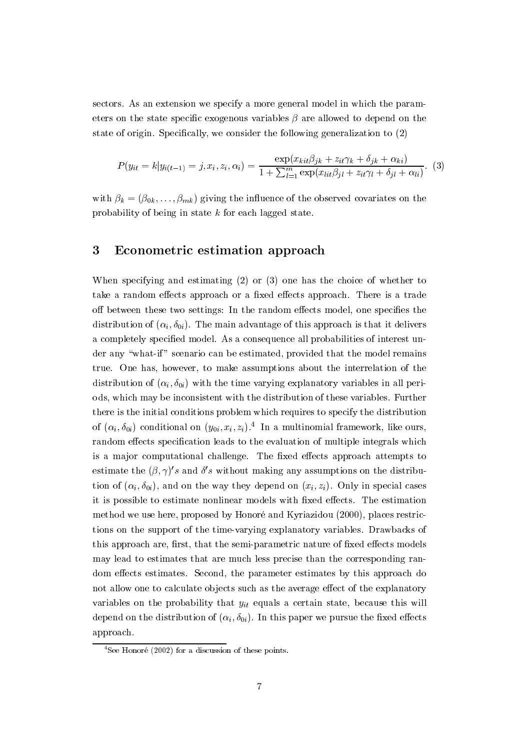sectors. As an extension we specify a more general model in which the parameters on the state specific exogenous variables $\beta$ are allowed to depend on the state of origin. Specifically, we consider the following generalization to (2)

$$P(y_{it} = k | y_{i(t-1)} = j, x_i, z_i, \alpha_i) = \frac{\exp(x_{kit}\beta_{jk} + z_{it}\gamma_k + \delta_{jk} + \alpha_{ki})}{1 + \sum_{l=1}^{m} \exp(x_{lit}\beta_{jl} + z_{it}\gamma_l + \delta_{jl} + \alpha_{li})}. \quad (3)$$

with $\beta_k = (\beta_{0k}, \ldots, \beta_{mk})$ giving the influence of the observed covariates on the probability of being in state $k$ for each lagged state.

## 3 Econometric estimation approach

When specifying and estimating (2) or (3) one has the choice of whether to take a random effects approach or a fixed effects approach. There is a trade off between these two settings: In the random effects model, one specifies the distribution of $(\alpha_i, \delta_{0i})$. The main advantage of this approach is that it delivers a completely specified model. As a consequence all probabilities of interest under any "what-if" scenario can be estimated, provided that the model remains true. One has, however, to make assumptions about the interrelation of the distribution of $(\alpha_i, \delta_{0i})$ with the time varying explanatory variables in all periods, which may be inconsistent with the distribution of these variables. Further there is the initial conditions problem which requires to specify the distribution of $(\alpha_i, \delta_{0i})$ conditional on $(y_{0i}, x_i, z_i)$.[4] In a multinomial framework, like ours, random effects specification leads to the evaluation of multiple integrals which is a major computational challenge. The fixed effects approach attempts to estimate the $(\beta, \gamma)'s$ and $\delta's$ without making any assumptions on the distribution of $(\alpha_i, \delta_{0i})$, and on the way they depend on $(x_i, z_i)$. Only in special cases it is possible to estimate nonlinear models with fixed effects. The estimation method we use here, proposed by Honoré and Kyriazidou (2000), places restrictions on the support of the time-varying explanatory variables. Drawbacks of this approach are, first, that the semi-parametric nature of fixed effects models may lead to estimates that are much less precise than the corresponding random effects estimates. Second, the parameter estimates by this approach do not allow one to calculate objects such as the average effect of the explanatory variables on the probability that $y_{it}$ equals a certain state, because this will depend on the distribution of $(\alpha_i, \delta_{0i})$. In this paper we pursue the fixed effects approach.

[4] See Honoré (2002) for a discussion of these points.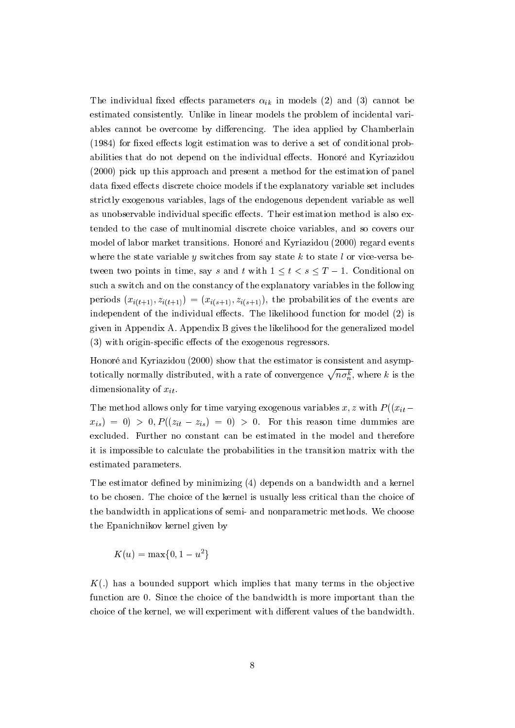The individual fixed effects parameters $\alpha_{ik}$ in models (2) and (3) cannot be estimated consistently. Unlike in linear models the problem of incidental variables cannot be overcome by differencing. The idea applied by Chamberlain (1984) for fixed effects logit estimation was to derive a set of conditional probabilities that do not depend on the individual effects. Honoré and Kyriazidou (2000) pick up this approach and present a method for the estimation of panel data fixed effects discrete choice models if the explanatory variable set includes strictly exogenous variables, lags of the endogenous dependent variable as well as unobservable individual specific effects. Their estimation method is also extended to the case of multinomial discrete choice variables, and so covers our model of labor market transitions. Honoré and Kyriazidou (2000) regard events where the state variable $y$ switches from say state $k$ to state $l$ or vice-versa between two points in time, say $s$ and $t$ with $1 \leq t < s \leq T-1$. Conditional on such a switch and on the constancy of the explanatory variables in the following periods $(x_{i(t+1)}, z_{i(t+1)}) = (x_{i(s+1)}, z_{i(s+1)})$, the probabilities of the events are independent of the individual effects. The likelihood function for model (2) is given in Appendix A. Appendix B gives the likelihood for the generalized model (3) with origin-specific effects of the exogenous regressors.

Honoré and Kyriazidou (2000) show that the estimator is consistent and asymptotically normally distributed, with a rate of convergence $\sqrt{n\sigma_n^k}$, where $k$ is the dimensionality of $x_{it}$.

The method allows only for time varying exogenous variables $x, z$ with $P((x_{it} - x_{is}) = 0) > 0, P((z_{it} - z_{is}) = 0) > 0$. For this reason time dummies are excluded. Further no constant can be estimated in the model and therefore it is impossible to calculate the probabilities in the transition matrix with the estimated parameters.

The estimator defined by minimizing (4) depends on a bandwidth and a kernel to be chosen. The choice of the kernel is usually less critical than the choice of the bandwidth in applications of semi- and nonparametric methods. We choose the Epanichnikov kernel given by

$$K(u) = \max\{0, 1 - u^2\}$$

$K(.)$ has a bounded support which implies that many terms in the objective function are 0. Since the choice of the bandwidth is more important than the choice of the kernel, we will experiment with different values of the bandwidth.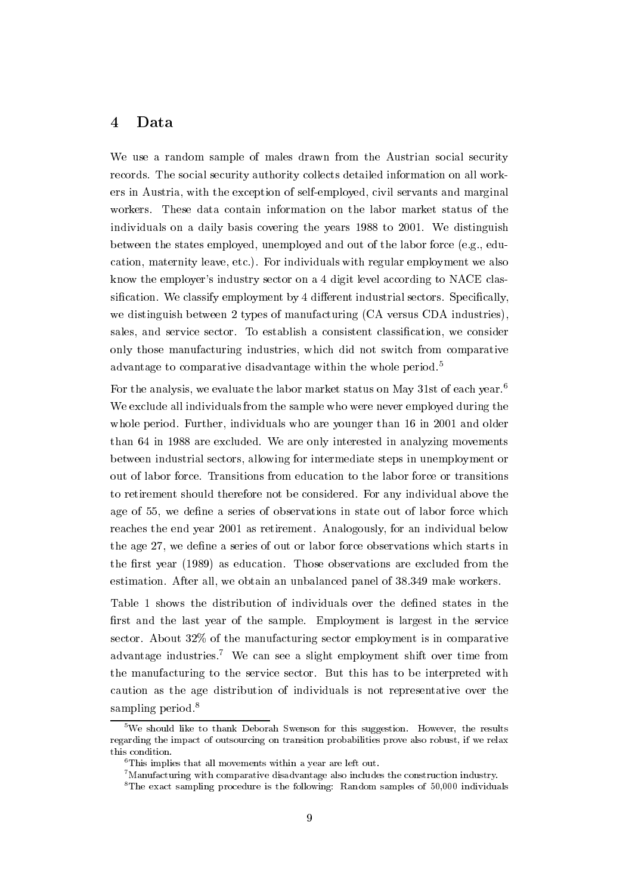# 4 Data

We use a random sample of males drawn from the Austrian social security records. The social security authority collects detailed information on all workers in Austria, with the exception of self-employed, civil servants and marginal workers. These data contain information on the labor market status of the individuals on a daily basis covering the years 1988 to 2001. We distinguish between the states employed, unemployed and out of the labor force (e.g., education, maternity leave, etc.). For individuals with regular employment we also know the employer's industry sector on a 4 digit level according to NACE classification. We classify employment by 4 different industrial sectors. Specifically, we distinguish between 2 types of manufacturing (CA versus CDA industries), sales, and service sector. To establish a consistent classification, we consider only those manufacturing industries, which did not switch from comparative advantage to comparative disadvantage within the whole period.[5]

For the analysis, we evaluate the labor market status on May 31st of each year.[6] We exclude all individuals from the sample who were never employed during the whole period. Further, individuals who are younger than 16 in 2001 and older than 64 in 1988 are excluded. We are only interested in analyzing movements between industrial sectors, allowing for intermediate steps in unemployment or out of labor force. Transitions from education to the labor force or transitions to retirement should therefore not be considered. For any individual above the age of 55, we define a series of observations in state out of labor force which reaches the end year 2001 as retirement. Analogously, for an individual below the age 27, we define a series of out or labor force observations which starts in the first year (1989) as education. Those observations are excluded from the estimation. After all, we obtain an unbalanced panel of 38.349 male workers.

Table 1 shows the distribution of individuals over the defined states in the first and the last year of the sample. Employment is largest in the service sector. About 32% of the manufacturing sector employment is in comparative advantage industries.[7] We can see a slight employment shift over time from the manufacturing to the service sector. But this has to be interpreted with caution as the age distribution of individuals is not representative over the sampling period.[8]

[5] We should like to thank Deborah Swenson for this suggestion. However, the results regarding the impact of outsourcing on transition probabilities prove also robust, if we relax this condition.

[6] This implies that all movements within a year are left out.

[7] Manufacturing with comparative disadvantage also includes the construction industry.

[8] The exact sampling procedure is the following: Random samples of 50,000 individuals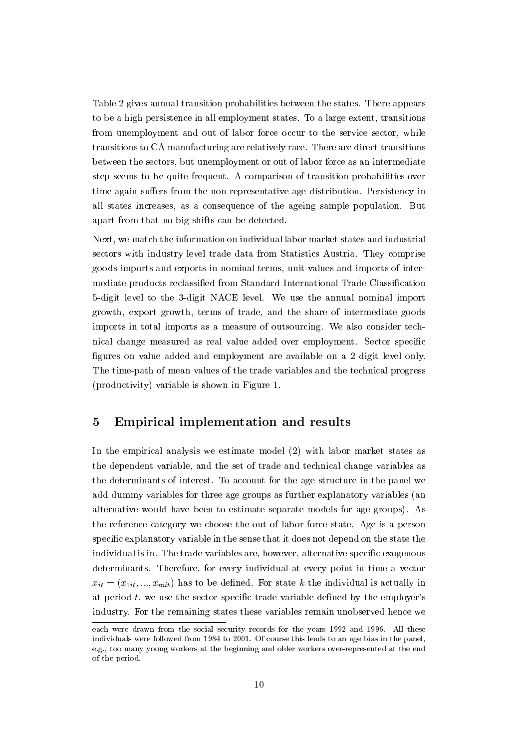Table 2 gives annual transition probabilities between the states. There appears to be a high persistence in all employment states. To a large extent, transitions from unemployment and out of labor force occur to the service sector, while transitions to CA manufacturing are relatively rare. There are direct transitions between the sectors, but unemployment or out of labor force as an intermediate step seems to be quite frequent. A comparison of transition probabilities over time again suffers from the non-representative age distribution. Persistency in all states increases, as a consequence of the ageing sample population. But apart from that no big shifts can be detected.

Next, we match the information on individual labor market states and industrial sectors with industry level trade data from Statistics Austria. They comprise goods imports and exports in nominal terms, unit values and imports of intermediate products reclassified from Standard International Trade Classification 5-digit level to the 3-digit NACE level. We use the annual nominal import growth, export growth, terms of trade, and the share of intermediate goods imports in total imports as a measure of outsourcing. We also consider technical change measured as real value added over employment. Sector specific figures on value added and employment are available on a 2 digit level only. The time-path of mean values of the trade variables and the technical progress (productivity) variable is shown in Figure 1.

## 5 Empirical implementation and results

In the empirical analysis we estimate model (2) with labor market states as the dependent variable, and the set of trade and technical change variables as the determinants of interest. To account for the age structure in the panel we add dummy variables for three age groups as further explanatory variables (an alternative would have been to estimate separate models for age groups). As the reference category we choose the out of labor force state. Age is a person specific explanatory variable in the sense that it does not depend on the state the individual is in. The trade variables are, however, alternative specific exogenous determinants. Therefore, for every individual at every point in time a vector $x_{it} = (x_{1it}, ..., x_{mit})$ has to be defined. For state $k$ the individual is actually in at period $t$, we use the sector specific trade variable defined by the employer's industry. For the remaining states these variables remain unobserved hence we

each were drawn from the social security records for the years 1992 and 1996. All these individuals were followed from 1984 to 2001. Of course this leads to an age bias in the panel, e.g., too many young workers at the beginning and older workers over-represented at the end of the period.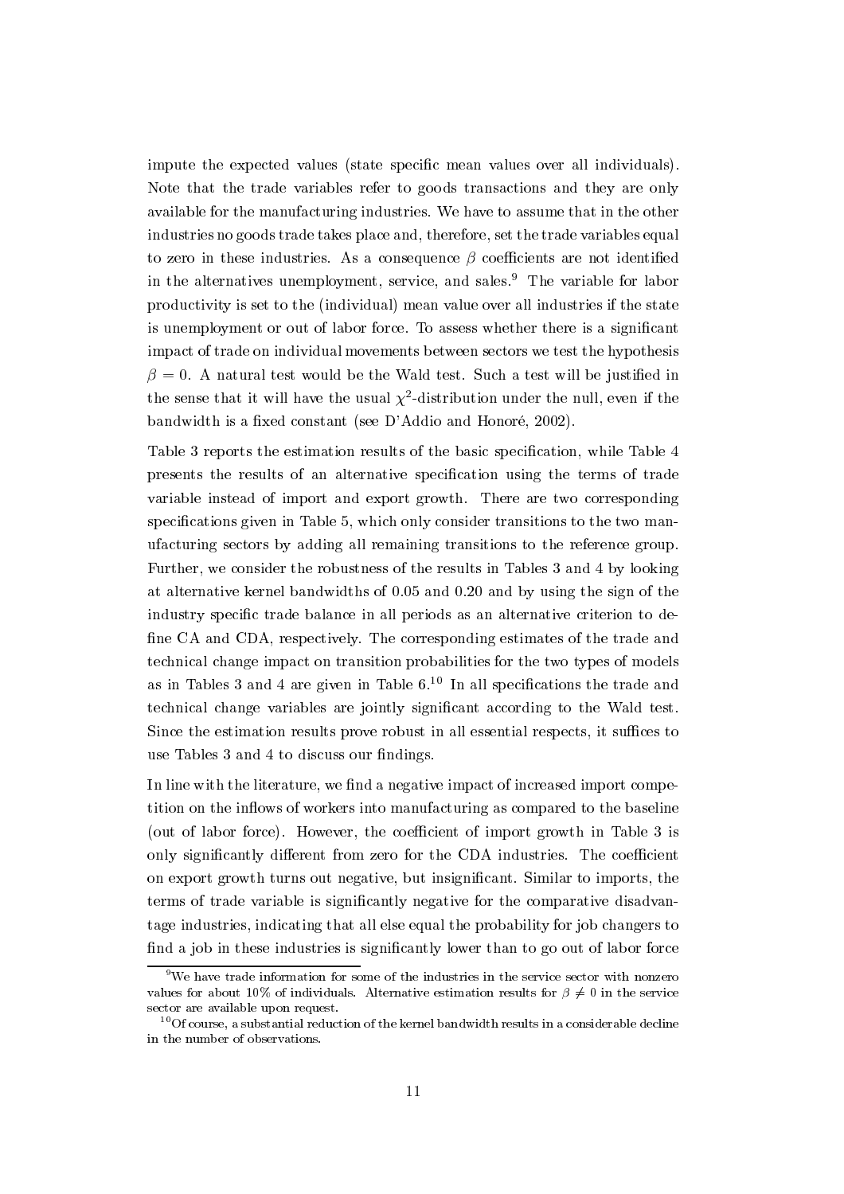impute the expected values (state specific mean values over all individuals). Note that the trade variables refer to goods transactions and they are only available for the manufacturing industries. We have to assume that in the other industries no goods trade takes place and, therefore, set the trade variables equal to zero in these industries. As a consequence $\beta$ coefficients are not identified in the alternatives unemployment, service, and sales.[9] The variable for labor productivity is set to the (individual) mean value over all industries if the state is unemployment or out of labor force. To assess whether there is a significant impact of trade on individual movements between sectors we test the hypothesis $\beta = 0$. A natural test would be the Wald test. Such a test will be justified in the sense that it will have the usual $\chi^2$-distribution under the null, even if the bandwidth is a fixed constant (see D'Addio and Honoré, 2002).

Table 3 reports the estimation results of the basic specification, while Table 4 presents the results of an alternative specification using the terms of trade variable instead of import and export growth. There are two corresponding specifications given in Table 5, which only consider transitions to the two manufacturing sectors by adding all remaining transitions to the reference group. Further, we consider the robustness of the results in Tables 3 and 4 by looking at alternative kernel bandwidths of 0.05 and 0.20 and by using the sign of the industry specific trade balance in all periods as an alternative criterion to define CA and CDA, respectively. The corresponding estimates of the trade and technical change impact on transition probabilities for the two types of models as in Tables 3 and 4 are given in Table 6.[10] In all specifications the trade and technical change variables are jointly significant according to the Wald test. Since the estimation results prove robust in all essential respects, it suffices to use Tables 3 and 4 to discuss our findings.

In line with the literature, we find a negative impact of increased import competition on the inflows of workers into manufacturing as compared to the baseline (out of labor force). However, the coefficient of import growth in Table 3 is only significantly different from zero for the CDA industries. The coefficient on export growth turns out negative, but insignificant. Similar to imports, the terms of trade variable is significantly negative for the comparative disadvantage industries, indicating that all else equal the probability for job changers to find a job in these industries is significantly lower than to go out of labor force

[9] We have trade information for some of the industries in the service sector with nonzero values for about 10% of individuals. Alternative estimation results for $\beta \neq 0$ in the service sector are available upon request.

[10] Of course, a substantial reduction of the kernel bandwidth results in a considerable decline in the number of observations.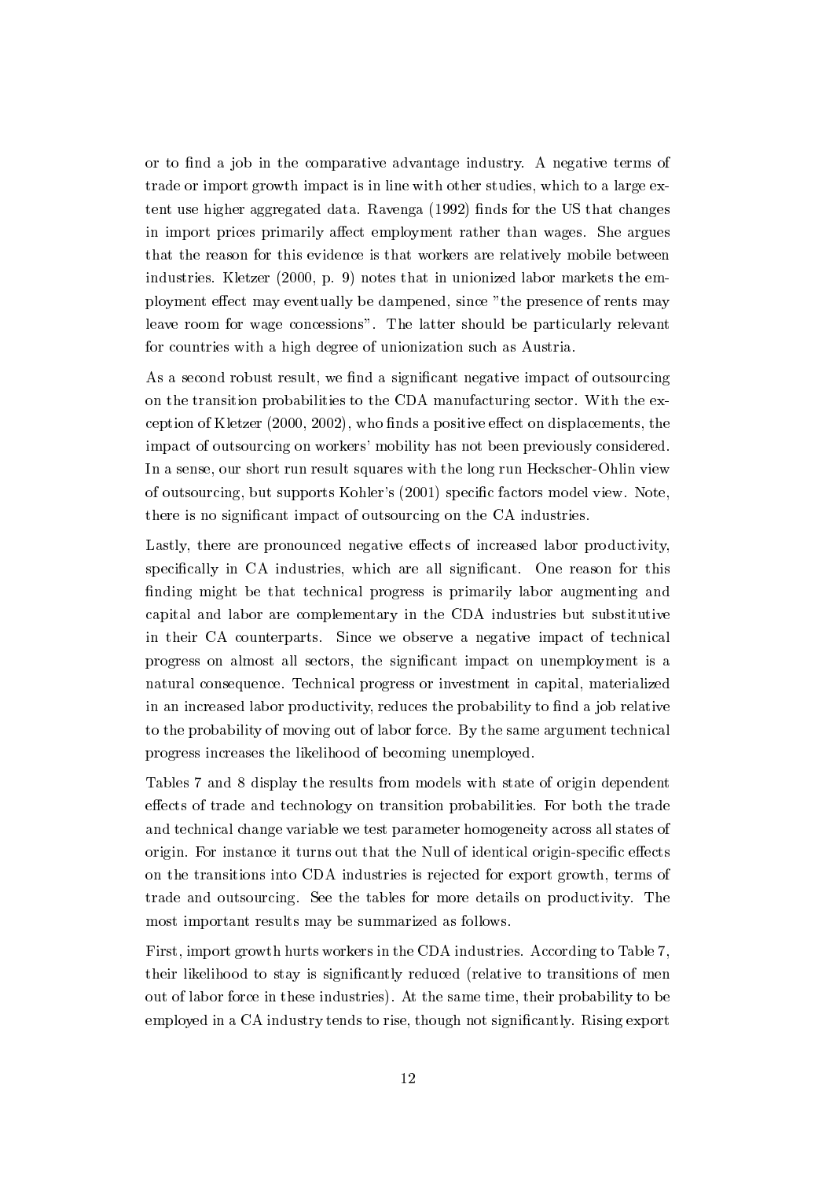or to find a job in the comparative advantage industry. A negative terms of trade or import growth impact is in line with other studies, which to a large extent use higher aggregated data. Ravenga (1992) finds for the US that changes in import prices primarily affect employment rather than wages. She argues that the reason for this evidence is that workers are relatively mobile between industries. Kletzer (2000, p. 9) notes that in unionized labor markets the employment effect may eventually be dampened, since "the presence of rents may leave room for wage concessions". The latter should be particularly relevant for countries with a high degree of unionization such as Austria.

As a second robust result, we find a significant negative impact of outsourcing on the transition probabilities to the CDA manufacturing sector. With the exception of Kletzer (2000, 2002), who finds a positive effect on displacements, the impact of outsourcing on workers' mobility has not been previously considered. In a sense, our short run result squares with the long run Heckscher-Ohlin view of outsourcing, but supports Kohler's (2001) specific factors model view. Note, there is no significant impact of outsourcing on the CA industries.

Lastly, there are pronounced negative effects of increased labor productivity, specifically in CA industries, which are all significant. One reason for this finding might be that technical progress is primarily labor augmenting and capital and labor are complementary in the CDA industries but substitutive in their CA counterparts. Since we observe a negative impact of technical progress on almost all sectors, the significant impact on unemployment is a natural consequence. Technical progress or investment in capital, materialized in an increased labor productivity, reduces the probability to find a job relative to the probability of moving out of labor force. By the same argument technical progress increases the likelihood of becoming unemployed.

Tables 7 and 8 display the results from models with state of origin dependent effects of trade and technology on transition probabilities. For both the trade and technical change variable we test parameter homogeneity across all states of origin. For instance it turns out that the Null of identical origin-specific effects on the transitions into CDA industries is rejected for export growth, terms of trade and outsourcing. See the tables for more details on productivity. The most important results may be summarized as follows.

First, import growth hurts workers in the CDA industries. According to Table 7, their likelihood to stay is significantly reduced (relative to transitions of men out of labor force in these industries). At the same time, their probability to be employed in a CA industry tends to rise, though not significantly. Rising export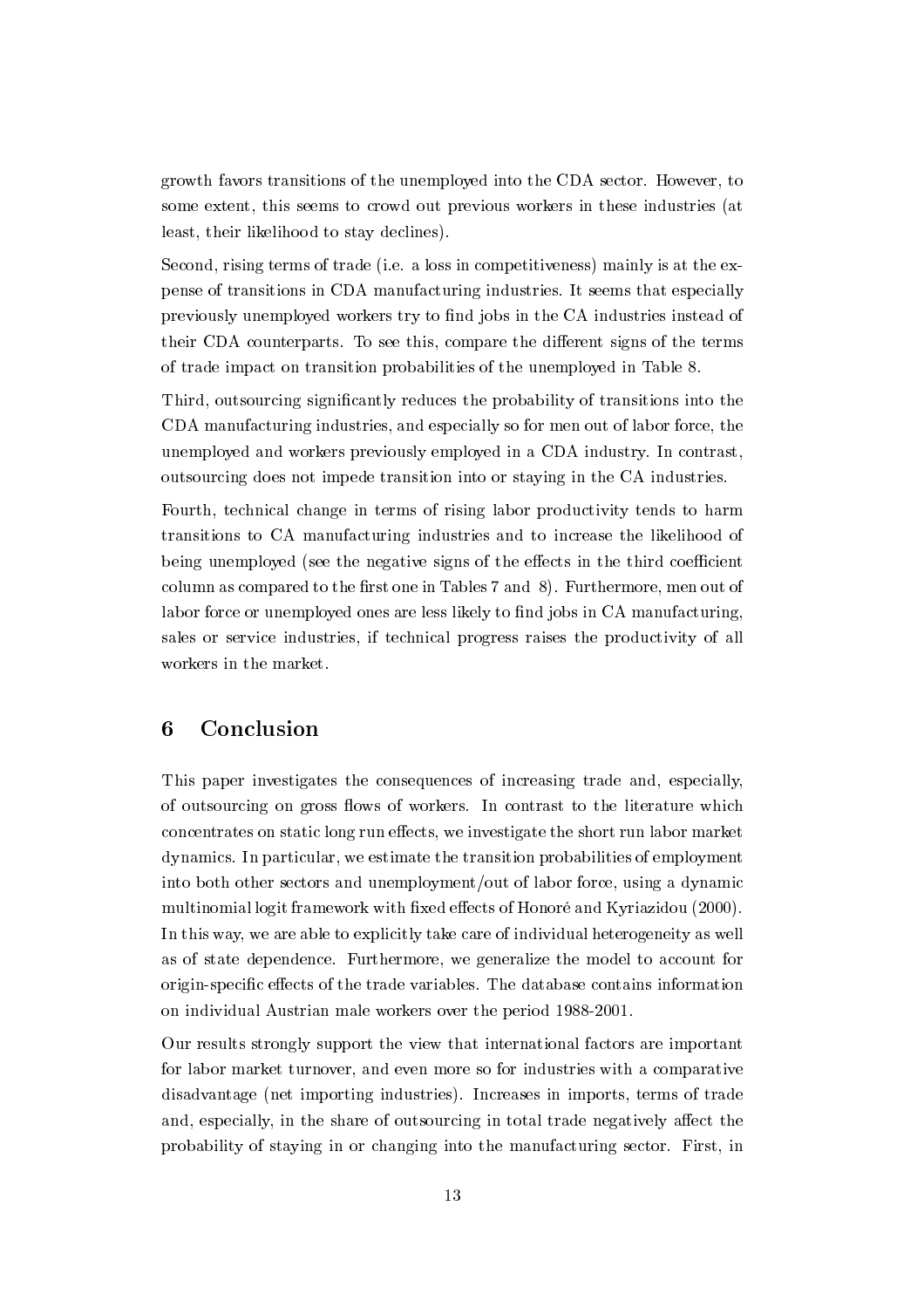growth favors transitions of the unemployed into the CDA sector. However, to some extent, this seems to crowd out previous workers in these industries (at least, their likelihood to stay declines).

Second, rising terms of trade (i.e. a loss in competitiveness) mainly is at the expense of transitions in CDA manufacturing industries. It seems that especially previously unemployed workers try to find jobs in the CA industries instead of their CDA counterparts. To see this, compare the different signs of the terms of trade impact on transition probabilities of the unemployed in Table 8.

Third, outsourcing significantly reduces the probability of transitions into the CDA manufacturing industries, and especially so for men out of labor force, the unemployed and workers previously employed in a CDA industry. In contrast, outsourcing does not impede transition into or staying in the CA industries.

Fourth, technical change in terms of rising labor productivity tends to harm transitions to CA manufacturing industries and to increase the likelihood of being unemployed (see the negative signs of the effects in the third coefficient column as compared to the first one in Tables 7 and 8). Furthermore, men out of labor force or unemployed ones are less likely to find jobs in CA manufacturing, sales or service industries, if technical progress raises the productivity of all workers in the market.

## 6 Conclusion

This paper investigates the consequences of increasing trade and, especially, of outsourcing on gross flows of workers. In contrast to the literature which concentrates on static long run effects, we investigate the short run labor market dynamics. In particular, we estimate the transition probabilities of employment into both other sectors and unemployment/out of labor force, using a dynamic multinomial logit framework with fixed effects of Honoré and Kyriazidou (2000). In this way, we are able to explicitly take care of individual heterogeneity as well as of state dependence. Furthermore, we generalize the model to account for origin-specific effects of the trade variables. The database contains information on individual Austrian male workers over the period 1988-2001.

Our results strongly support the view that international factors are important for labor market turnover, and even more so for industries with a comparative disadvantage (net importing industries). Increases in imports, terms of trade and, especially, in the share of outsourcing in total trade negatively affect the probability of staying in or changing into the manufacturing sector. First, in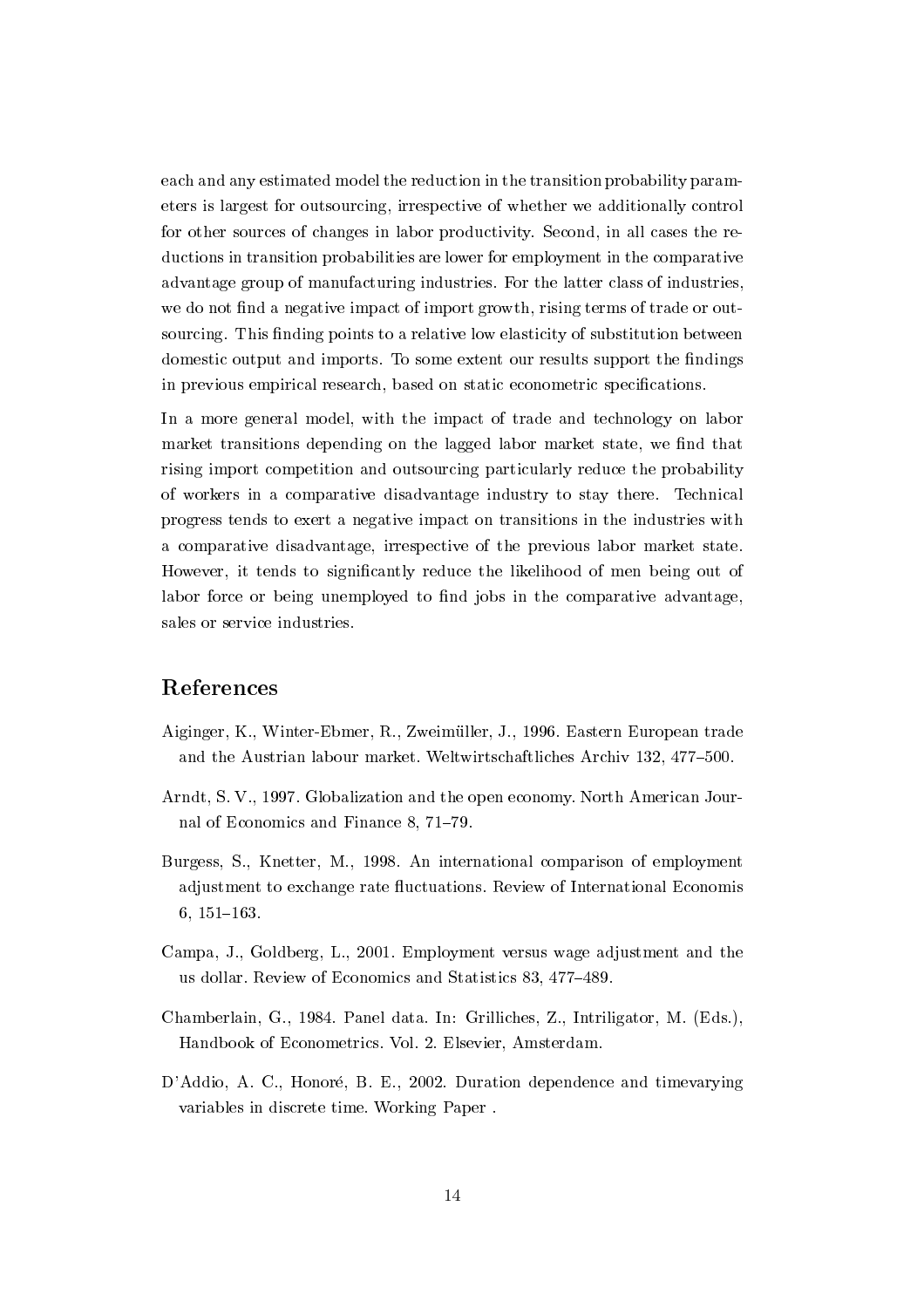each and any estimated model the reduction in the transition probability parameters is largest for outsourcing, irrespective of whether we additionally control for other sources of changes in labor productivity. Second, in all cases the reductions in transition probabilities are lower for employment in the comparative advantage group of manufacturing industries. For the latter class of industries, we do not find a negative impact of import growth, rising terms of trade or outsourcing. This finding points to a relative low elasticity of substitution between domestic output and imports. To some extent our results support the findings in previous empirical research, based on static econometric specifications.

In a more general model, with the impact of trade and technology on labor market transitions depending on the lagged labor market state, we find that rising import competition and outsourcing particularly reduce the probability of workers in a comparative disadvantage industry to stay there. Technical progress tends to exert a negative impact on transitions in the industries with a comparative disadvantage, irrespective of the previous labor market state. However, it tends to significantly reduce the likelihood of men being out of labor force or being unemployed to find jobs in the comparative advantage, sales or service industries.

## References

Aiginger, K., Winter-Ebmer, R., Zweimüller, J., 1996. Eastern European trade and the Austrian labour market. Weltwirtschaftliches Archiv 132, 477–500.

Arndt, S. V., 1997. Globalization and the open economy. North American Journal of Economics and Finance 8, 71–79.

Burgess, S., Knetter, M., 1998. An international comparison of employment adjustment to exchange rate fluctuations. Review of International Economis 6, 151–163.

Campa, J., Goldberg, L., 2001. Employment versus wage adjustment and the us dollar. Review of Economics and Statistics 83, 477–489.

Chamberlain, G., 1984. Panel data. In: Grilliches, Z., Intriligator, M. (Eds.), Handbook of Econometrics. Vol. 2. Elsevier, Amsterdam.

D'Addio, A. C., Honoré, B. E., 2002. Duration dependence and timevarying variables in discrete time. Working Paper .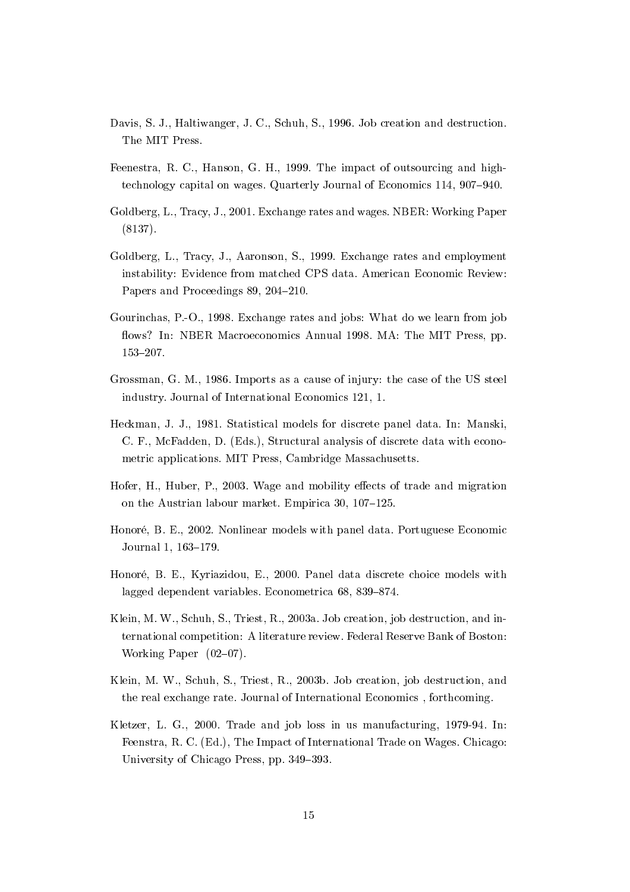Davis, S. J., Haltiwanger, J. C., Schuh, S., 1996. Job creation and destruction. The MIT Press.

Feenestra, R. C., Hanson, G. H., 1999. The impact of outsourcing and high-technology capital on wages. Quarterly Journal of Economics 114, 907–940.

Goldberg, L., Tracy, J., 2001. Exchange rates and wages. NBER: Working Paper (8137).

Goldberg, L., Tracy, J., Aaronson, S., 1999. Exchange rates and employment instability: Evidence from matched CPS data. American Economic Review: Papers and Proceedings 89, 204–210.

Gourinchas, P.-O., 1998. Exchange rates and jobs: What do we learn from job flows? In: NBER Macroeconomics Annual 1998. MA: The MIT Press, pp. 153–207.

Grossman, G. M., 1986. Imports as a cause of injury: the case of the US steel industry. Journal of International Economics 121, 1.

Heckman, J. J., 1981. Statistical models for discrete panel data. In: Manski, C. F., McFadden, D. (Eds.), Structural analysis of discrete data with econometric applications. MIT Press, Cambridge Massachusetts.

Hofer, H., Huber, P., 2003. Wage and mobility effects of trade and migration on the Austrian labour market. Empirica 30, 107–125.

Honoré, B. E., 2002. Nonlinear models with panel data. Portuguese Economic Journal 1, 163–179.

Honoré, B. E., Kyriazidou, E., 2000. Panel data discrete choice models with lagged dependent variables. Econometrica 68, 839–874.

Klein, M. W., Schuh, S., Triest, R., 2003a. Job creation, job destruction, and international competition: A literature review. Federal Reserve Bank of Boston: Working Paper (02–07).

Klein, M. W., Schuh, S., Triest, R., 2003b. Job creation, job destruction, and the real exchange rate. Journal of International Economics , forthcoming.

Kletzer, L. G., 2000. Trade and job loss in us manufacturing, 1979-94. In: Feenstra, R. C. (Ed.), The Impact of International Trade on Wages. Chicago: University of Chicago Press, pp. 349–393.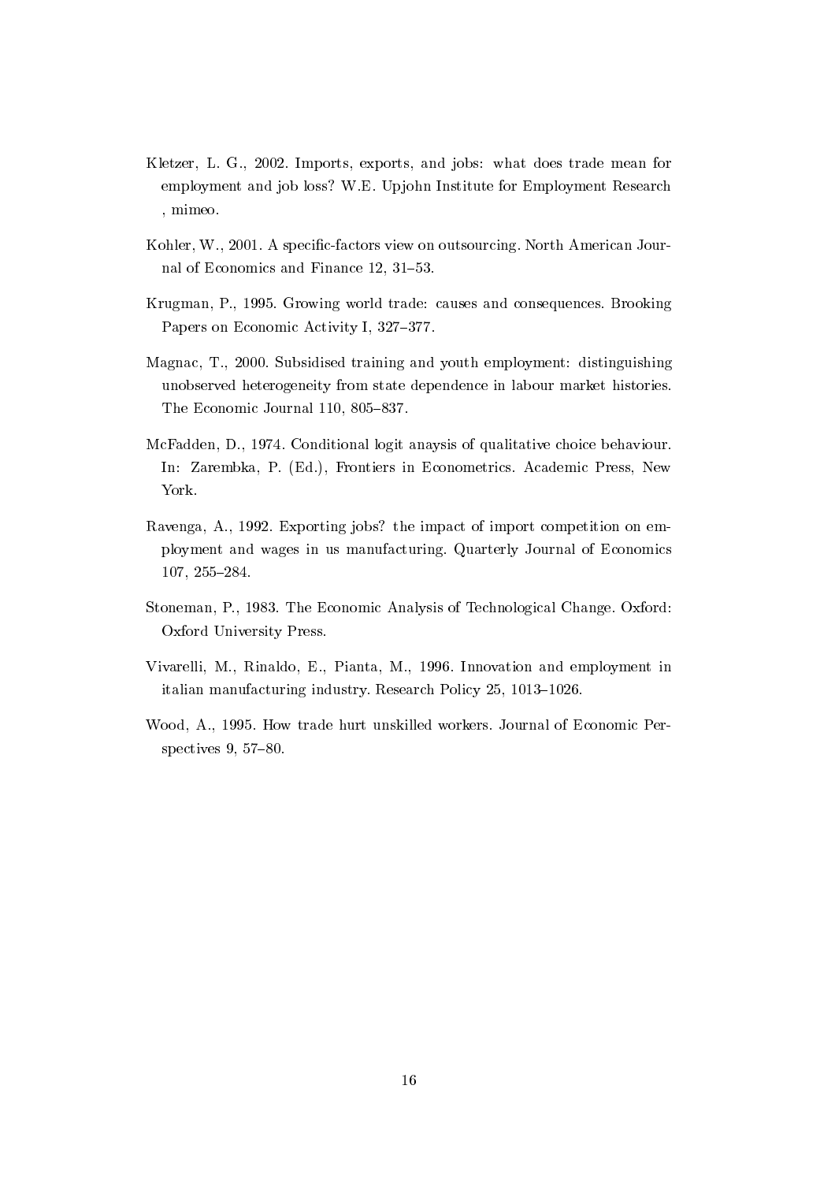Kletzer, L. G., 2002. Imports, exports, and jobs: what does trade mean for employment and job loss? W.E. Upjohn Institute for Employment Research , mimeo.

Kohler, W., 2001. A specific-factors view on outsourcing. North American Journal of Economics and Finance 12, 31–53.

Krugman, P., 1995. Growing world trade: causes and consequences. Brooking Papers on Economic Activity I, 327–377.

Magnac, T., 2000. Subsidised training and youth employment: distinguishing unobserved heterogeneity from state dependence in labour market histories. The Economic Journal 110, 805–837.

McFadden, D., 1974. Conditional logit anaysis of qualitative choice behaviour. In: Zarembka, P. (Ed.), Frontiers in Econometrics. Academic Press, New York.

Ravenga, A., 1992. Exporting jobs? the impact of import competition on employment and wages in us manufacturing. Quarterly Journal of Economics 107, 255–284.

Stoneman, P., 1983. The Economic Analysis of Technological Change. Oxford: Oxford University Press.

Vivarelli, M., Rinaldo, E., Pianta, M., 1996. Innovation and employment in italian manufacturing industry. Research Policy 25, 1013–1026.

Wood, A., 1995. How trade hurt unskilled workers. Journal of Economic Perspectives 9, 57–80.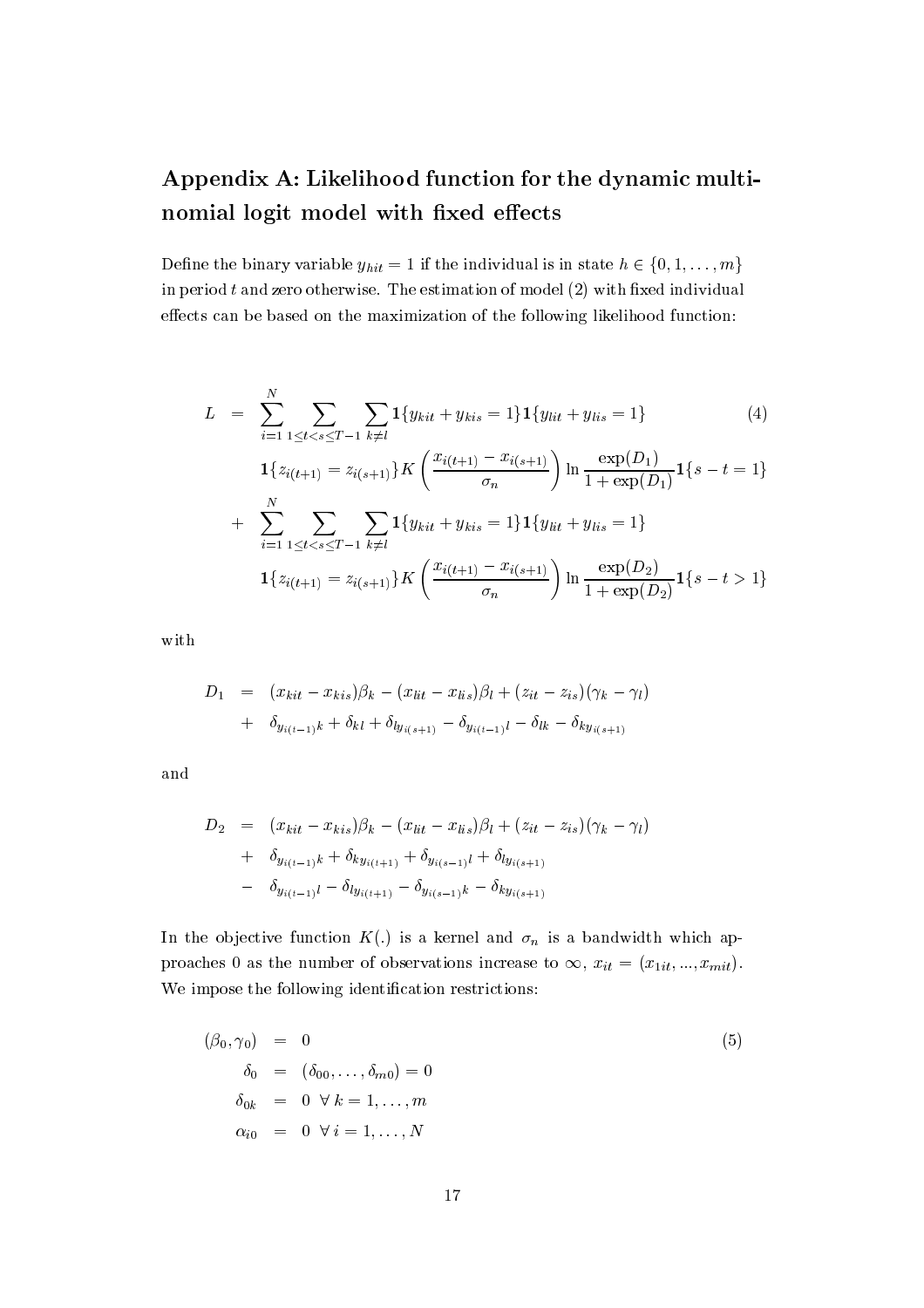## Appendix A: Likelihood function for the dynamic multinomial logit model with fixed effects

Define the binary variable $y_{hit} = 1$ if the individual is in state $h \in \{0, 1, \ldots, m\}$ in period $t$ and zero otherwise. The estimation of model (2) with fixed individual effects can be based on the maximization of the following likelihood function:

$$
\begin{aligned}
L \; = \; & \sum_{i=1}^{N} \sum_{1 \leq t < s \leq T-1} \sum_{k \neq l} \mathbf{1}\{y_{kit} + y_{kis} = 1\} \mathbf{1}\{y_{lit} + y_{lis} = 1\} \\
& \mathbf{1}\{z_{i(t+1)} = z_{i(s+1)}\} K\left(\frac{x_{i(t+1)} - x_{i(s+1)}}{\sigma_n}\right) \ln \frac{\exp(D_1)}{1 + \exp(D_1)} \mathbf{1}\{s - t = 1\} \\
+ \; & \sum_{i=1}^{N} \sum_{1 \leq t < s \leq T-1} \sum_{k \neq l} \mathbf{1}\{y_{kit} + y_{kis} = 1\} \mathbf{1}\{y_{lit} + y_{lis} = 1\} \\
& \mathbf{1}\{z_{i(t+1)} = z_{i(s+1)}\} K\left(\frac{x_{i(t+1)} - x_{i(s+1)}}{\sigma_n}\right) \ln \frac{\exp(D_2)}{1 + \exp(D_2)} \mathbf{1}\{s - t > 1\}
\end{aligned}
\tag{4}
$$

with

$$
\begin{aligned}
D_1 \; = \; & (x_{kit} - x_{kis})\beta_k - (x_{lit} - x_{lis})\beta_l + (z_{it} - z_{is})(\gamma_k - \gamma_l) \\
+ \; & \delta_{y_{i(t-1)}k} + \delta_{kl} + \delta_{l y_{i(s+1)}} - \delta_{y_{i(t-1)}l} - \delta_{lk} - \delta_{k y_{i(s+1)}}
\end{aligned}
$$

and

$$
\begin{aligned}
D_2 \; = \; & (x_{kit} - x_{kis})\beta_k - (x_{lit} - x_{lis})\beta_l + (z_{it} - z_{is})(\gamma_k - \gamma_l) \\
+ \; & \delta_{y_{i(t-1)}k} + \delta_{k y_{i(t+1)}} + \delta_{y_{i(s-1)}l} + \delta_{l y_{i(s+1)}} \\
- \; & \delta_{y_{i(t-1)}l} - \delta_{l y_{i(t+1)}} - \delta_{y_{i(s-1)}k} - \delta_{k y_{i(s+1)}}
\end{aligned}
$$

In the objective function $K(.)$ is a kernel and $\sigma_n$ is a bandwidth which approaches 0 as the number of observations increase to $\infty$, $x_{it} = (x_{1it}, ..., x_{mit})$. We impose the following identification restrictions:

$$
\begin{aligned}
(\beta_0, \gamma_0) \; &= \; 0 \\
\delta_0 \; &= \; (\delta_{00}, \ldots, \delta_{m0}) = 0 \\
\delta_{0k} \; &= \; 0 \;\; \forall \, k = 1, \ldots, m \\
\alpha_{i0} \; &= \; 0 \;\; \forall \, i = 1, \ldots, N
\end{aligned}
\tag{5}
$$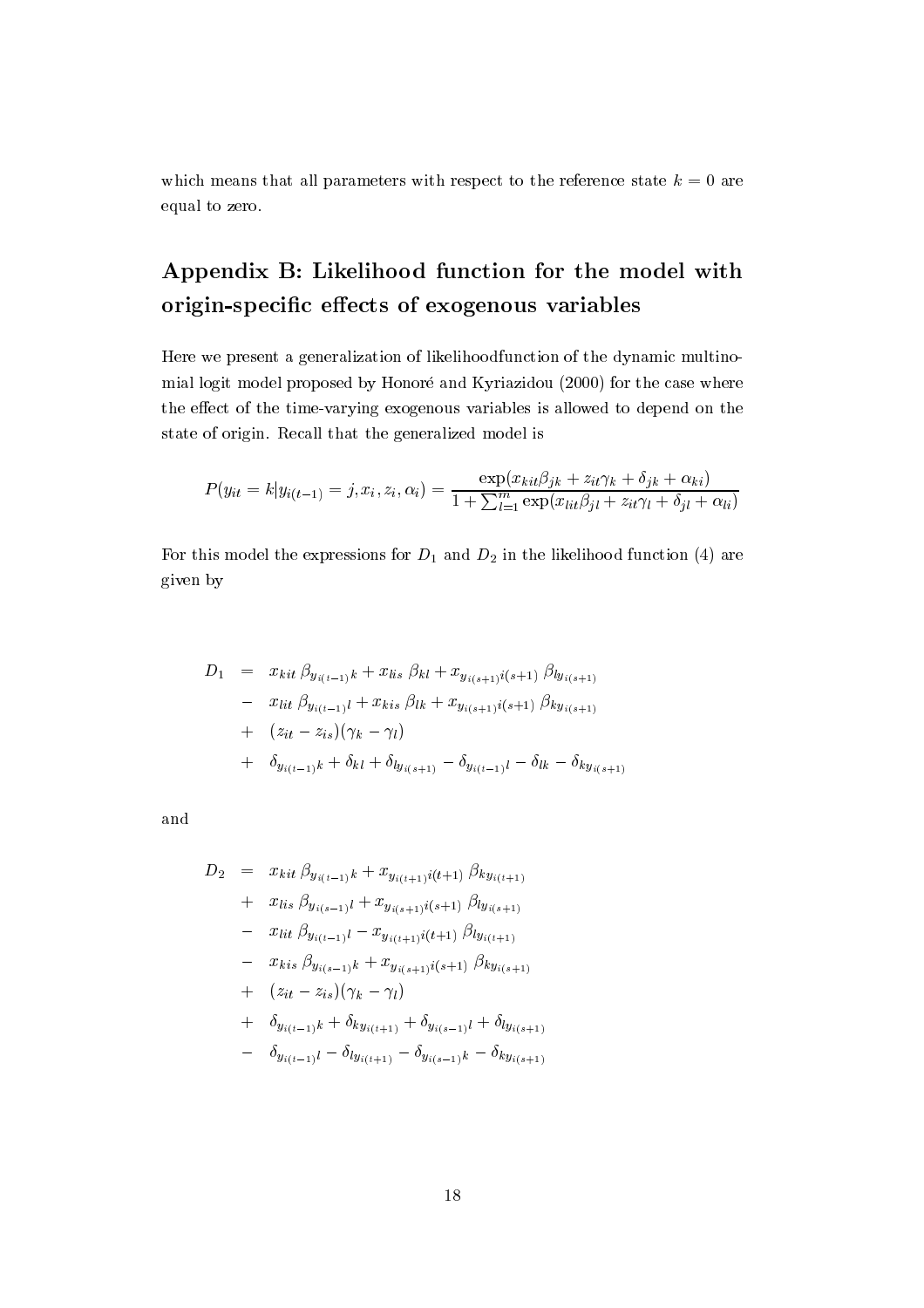which means that all parameters with respect to the reference state $k = 0$ are equal to zero.

## Appendix B: Likelihood function for the model with origin-specific effects of exogenous variables

Here we present a generalization of likelihoodfunction of the dynamic multinomial logit model proposed by Honoré and Kyriazidou (2000) for the case where the effect of the time-varying exogenous variables is allowed to depend on the state of origin. Recall that the generalized model is

$$P(y_{it} = k | y_{i(t-1)} = j, x_i, z_i, \alpha_i) = \frac{\exp(x_{kit}\beta_{jk} + z_{it}\gamma_k + \delta_{jk} + \alpha_{ki})}{1 + \sum_{l=1}^{m} \exp(x_{lit}\beta_{jl} + z_{it}\gamma_l + \delta_{jl} + \alpha_{li})}$$

For this model the expressions for $D_1$ and $D_2$ in the likelihood function (4) are given by

$$\begin{aligned}
D_1 &= x_{kit}\,\beta_{y_{i(t-1)}k} + x_{lis}\,\beta_{kl} + x_{y_{i(s+1)}i(s+1)}\,\beta_{ly_{i(s+1)}} \\
&- x_{lit}\,\beta_{y_{i(t-1)}l} + x_{kis}\,\beta_{lk} + x_{y_{i(s+1)}i(s+1)}\,\beta_{ky_{i(s+1)}} \\
&+ (z_{it} - z_{is})(\gamma_k - \gamma_l) \\
&+ \delta_{y_{i(t-1)}k} + \delta_{kl} + \delta_{ly_{i(s+1)}} - \delta_{y_{i(t-1)}l} - \delta_{lk} - \delta_{ky_{i(s+1)}}
\end{aligned}$$

and

$$\begin{aligned}
D_2 &= x_{kit}\,\beta_{y_{i(t-1)}k} + x_{y_{i(t+1)}i(t+1)}\,\beta_{ky_{i(t+1)}} \\
&+ x_{lis}\,\beta_{y_{i(s-1)}l} + x_{y_{i(s+1)}i(s+1)}\,\beta_{ly_{i(s+1)}} \\
&- x_{lit}\,\beta_{y_{i(t-1)}l} - x_{y_{i(t+1)}i(t+1)}\,\beta_{ly_{i(t+1)}} \\
&- x_{kis}\,\beta_{y_{i(s-1)}k} + x_{y_{i(s+1)}i(s+1)}\,\beta_{ky_{i(s+1)}} \\
&+ (z_{it} - z_{is})(\gamma_k - \gamma_l) \\
&+ \delta_{y_{i(t-1)}k} + \delta_{ky_{i(t+1)}} + \delta_{y_{i(s-1)}l} + \delta_{ly_{i(s+1)}} \\
&- \delta_{y_{i(t-1)}l} - \delta_{ly_{i(t+1)}} - \delta_{y_{i(s-1)}k} - \delta_{ky_{i(s+1)}}
\end{aligned}$$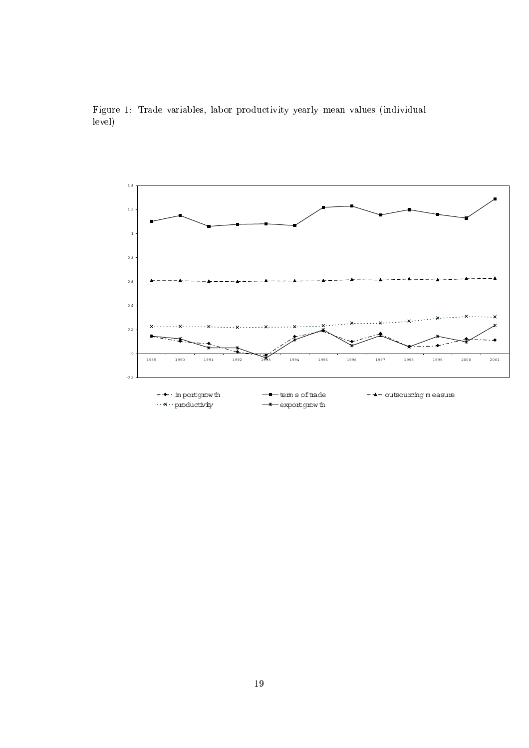Figure 1: Trade variables, labor productivity yearly mean values (individual level)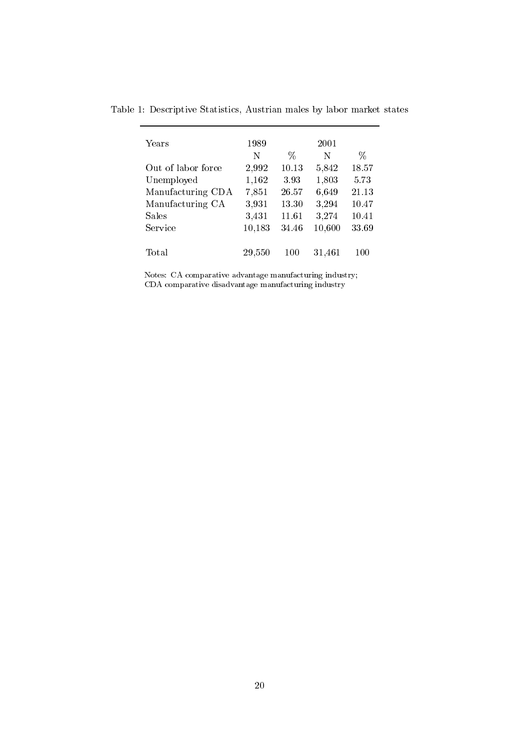Table 1: Descriptive Statistics, Austrian males by labor market states

| Years | 1989 | | 2001 | |
|---|---|---|---|---|
| | N | % | N | % |
| Out of labor force | 2,992 | 10.13 | 5,842 | 18.57 |
| Unemployed | 1,162 | 3.93 | 1,803 | 5.73 |
| Manufacturing CDA | 7,851 | 26.57 | 6,649 | 21.13 |
| Manufacturing CA | 3,931 | 13.30 | 3,294 | 10.47 |
| Sales | 3,431 | 11.61 | 3,274 | 10.41 |
| Service | 10,183 | 34.46 | 10,600 | 33.69 |
| Total | 29,550 | 100 | 31,461 | 100 |

Notes: CA comparative advantage manufacturing industry;
CDA comparative disadvantage manufacturing industry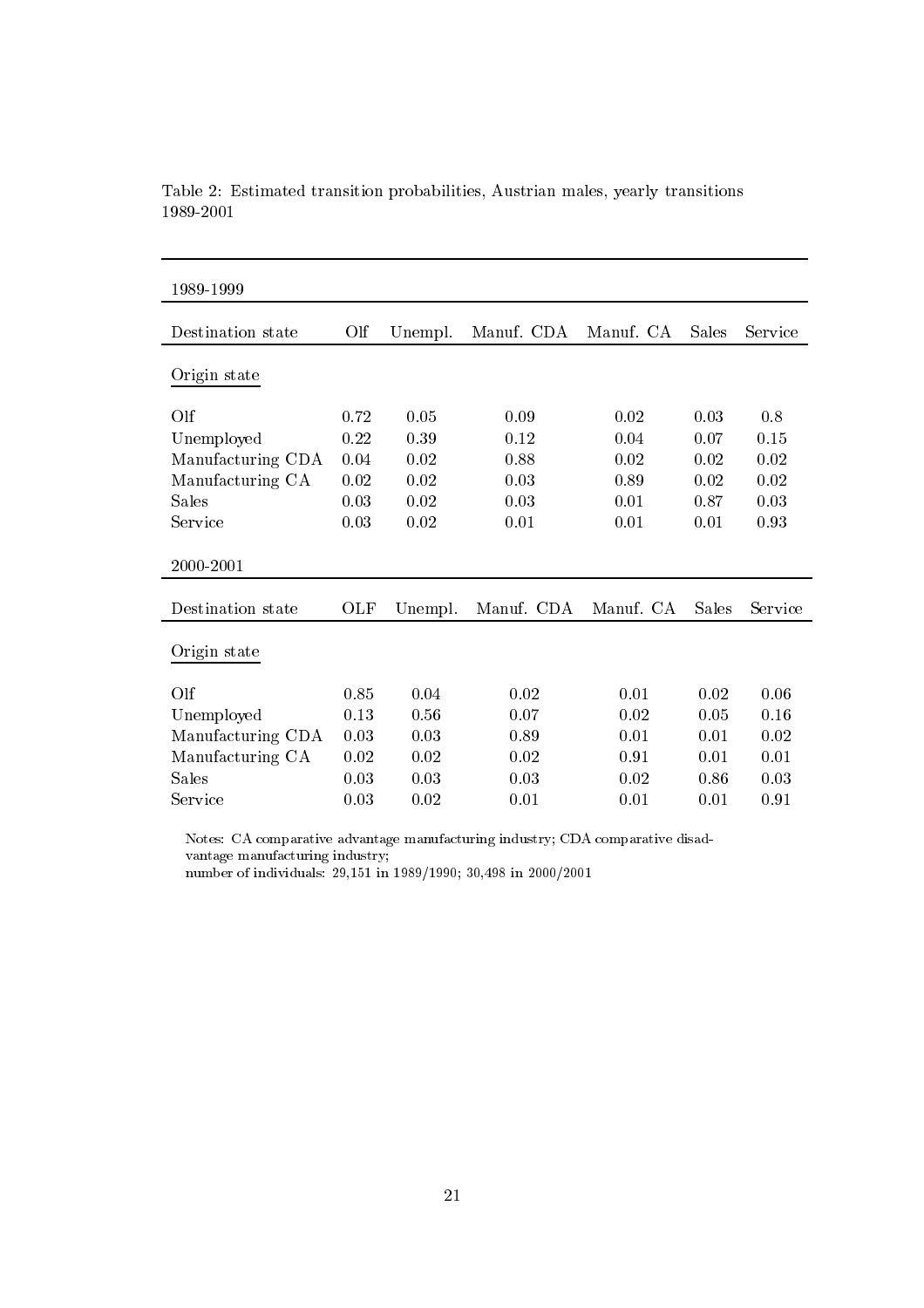Table 2: Estimated transition probabilities, Austrian males, yearly transitions 1989-2001

| 1989-1999 | | | | | | |
|---|---|---|---|---|---|---|
| Destination state | Olf | Unempl. | Manuf. CDA | Manuf. CA | Sales | Service |
| Origin state | | | | | | |
| Olf | 0.72 | 0.05 | 0.09 | 0.02 | 0.03 | 0.8 |
| Unemployed | 0.22 | 0.39 | 0.12 | 0.04 | 0.07 | 0.15 |
| Manufacturing CDA | 0.04 | 0.02 | 0.88 | 0.02 | 0.02 | 0.02 |
| Manufacturing CA | 0.02 | 0.02 | 0.03 | 0.89 | 0.02 | 0.02 |
| Sales | 0.03 | 0.02 | 0.03 | 0.01 | 0.87 | 0.03 |
| Service | 0.03 | 0.02 | 0.01 | 0.01 | 0.01 | 0.93 |
| **2000-2001** | | | | | | |
| Destination state | OLF | Unempl. | Manuf. CDA | Manuf. CA | Sales | Service |
| Origin state | | | | | | |
| Olf | 0.85 | 0.04 | 0.02 | 0.01 | 0.02 | 0.06 |
| Unemployed | 0.13 | 0.56 | 0.07 | 0.02 | 0.05 | 0.16 |
| Manufacturing CDA | 0.03 | 0.03 | 0.89 | 0.01 | 0.01 | 0.02 |
| Manufacturing CA | 0.02 | 0.02 | 0.02 | 0.91 | 0.01 | 0.01 |
| Sales | 0.03 | 0.03 | 0.03 | 0.02 | 0.86 | 0.03 |
| Service | 0.03 | 0.02 | 0.01 | 0.01 | 0.01 | 0.91 |

Notes: CA comparative advantage manufacturing industry; CDA comparative disadvantage manufacturing industry;
number of individuals: 29,151 in 1989/1990; 30,498 in 2000/2001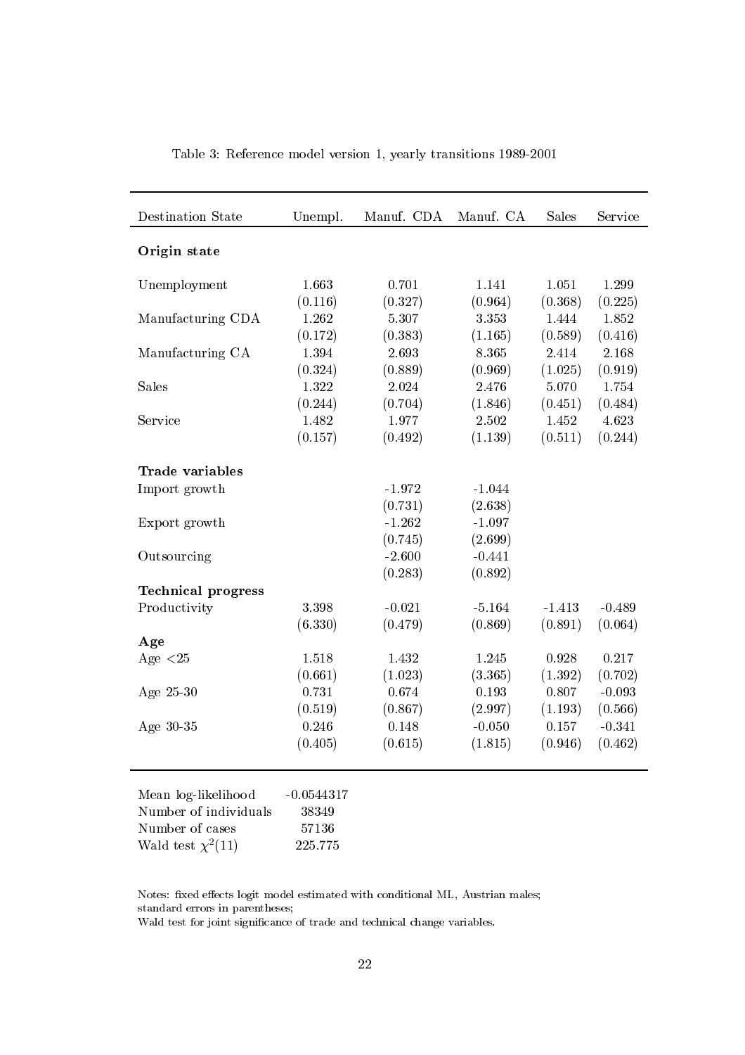Table 3: Reference model version 1, yearly transitions 1989-2001

| Destination State | Unempl. | Manuf. CDA | Manuf. CA | Sales | Service |
|---|---|---|---|---|---|
| **Origin state** | | | | | |
| Unemployment | 1.663 | 0.701 | 1.141 | 1.051 | 1.299 |
| | (0.116) | (0.327) | (0.964) | (0.368) | (0.225) |
| Manufacturing CDA | 1.262 | 5.307 | 3.353 | 1.444 | 1.852 |
| | (0.172) | (0.383) | (1.165) | (0.589) | (0.416) |
| Manufacturing CA | 1.394 | 2.693 | 8.365 | 2.414 | 2.168 |
| | (0.324) | (0.889) | (0.969) | (1.025) | (0.919) |
| Sales | 1.322 | 2.024 | 2.476 | 5.070 | 1.754 |
| | (0.244) | (0.704) | (1.846) | (0.451) | (0.484) |
| Service | 1.482 | 1.977 | 2.502 | 1.452 | 4.623 |
| | (0.157) | (0.492) | (1.139) | (0.511) | (0.244) |
| **Trade variables** | | | | | |
| Import growth | | -1.972 | -1.044 | | |
| | | (0.731) | (2.638) | | |
| Export growth | | -1.262 | -1.097 | | |
| | | (0.745) | (2.699) | | |
| Outsourcing | | -2.600 | -0.441 | | |
| | | (0.283) | (0.892) | | |
| **Technical progress** | | | | | |
| Productivity | 3.398 | -0.021 | -5.164 | -1.413 | -0.489 |
| | (6.330) | (0.479) | (0.869) | (0.891) | (0.064) |
| **Age** | | | | | |
| Age <25 | 1.518 | 1.432 | 1.245 | 0.928 | 0.217 |
| | (0.661) | (1.023) | (3.365) | (1.392) | (0.702) |
| Age 25-30 | 0.731 | 0.674 | 0.193 | 0.807 | -0.093 |
| | (0.519) | (0.867) | (2.997) | (1.193) | (0.566) |
| Age 30-35 | 0.246 | 0.148 | -0.050 | 0.157 | -0.341 |
| | (0.405) | (0.615) | (1.815) | (0.946) | (0.462) |

| | |
|---|---|
| Mean log-likelihood | -0.0544317 |
| Number of individuals | 38349 |
| Number of cases | 57136 |
| Wald test $\chi^2(11)$ | 225.775 |

Notes: fixed effects logit model estimated with conditional ML, Austrian males; standard errors in parentheses;
Wald test for joint significance of trade and technical change variables.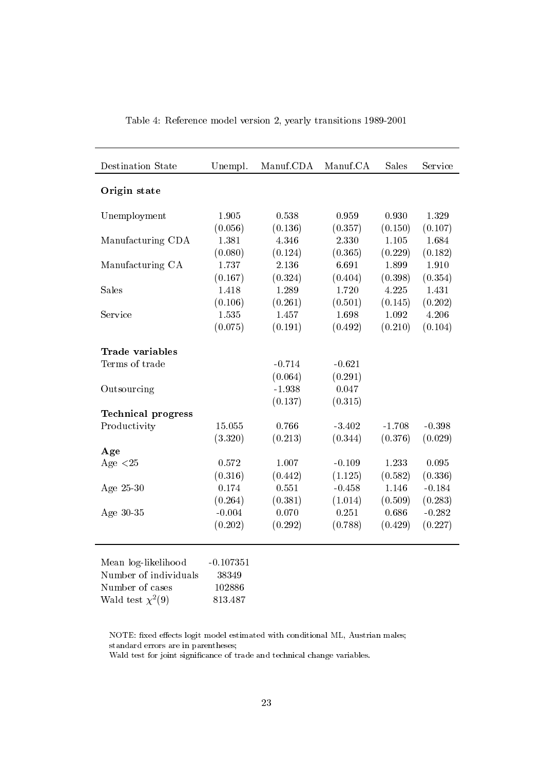Table 4: Reference model version 2, yearly transitions 1989-2001

| Destination State | Unempl. | Manuf.CDA | Manuf.CA | Sales | Service |
|---|---|---|---|---|---|
| **Origin state** | | | | | |
| Unemployment | 1.905 | 0.538 | 0.959 | 0.930 | 1.329 |
| | (0.056) | (0.136) | (0.357) | (0.150) | (0.107) |
| Manufacturing CDA | 1.381 | 4.346 | 2.330 | 1.105 | 1.684 |
| | (0.080) | (0.124) | (0.365) | (0.229) | (0.182) |
| Manufacturing CA | 1.737 | 2.136 | 6.691 | 1.899 | 1.910 |
| | (0.167) | (0.324) | (0.404) | (0.398) | (0.354) |
| Sales | 1.418 | 1.289 | 1.720 | 4.225 | 1.431 |
| | (0.106) | (0.261) | (0.501) | (0.145) | (0.202) |
| Service | 1.535 | 1.457 | 1.698 | 1.092 | 4.206 |
| | (0.075) | (0.191) | (0.492) | (0.210) | (0.104) |
| **Trade variables** | | | | | |
| Terms of trade | | -0.714 | -0.621 | | |
| | | (0.064) | (0.291) | | |
| Outsourcing | | -1.938 | 0.047 | | |
| | | (0.137) | (0.315) | | |
| **Technical progress** | | | | | |
| Productivity | 15.055 | 0.766 | -3.402 | -1.708 | -0.398 |
| | (3.320) | (0.213) | (0.344) | (0.376) | (0.029) |
| **Age** | | | | | |
| Age <25 | 0.572 | 1.007 | -0.109 | 1.233 | 0.095 |
| | (0.316) | (0.442) | (1.125) | (0.582) | (0.336) |
| Age 25-30 | 0.174 | 0.551 | -0.458 | 1.146 | -0.184 |
| | (0.264) | (0.381) | (1.014) | (0.509) | (0.283) |
| Age 30-35 | -0.004 | 0.070 | 0.251 | 0.686 | -0.282 |
| | (0.202) | (0.292) | (0.788) | (0.429) | (0.227) |

| | |
|---|---|
| Mean log-likelihood | -0.107351 |
| Number of individuals | 38349 |
| Number of cases | 102886 |
| Wald test $\chi^2(9)$ | 813.487 |

NOTE: fixed effects logit model estimated with conditional ML, Austrian males; standard errors are in parentheses;
Wald test for joint significance of trade and technical change variables.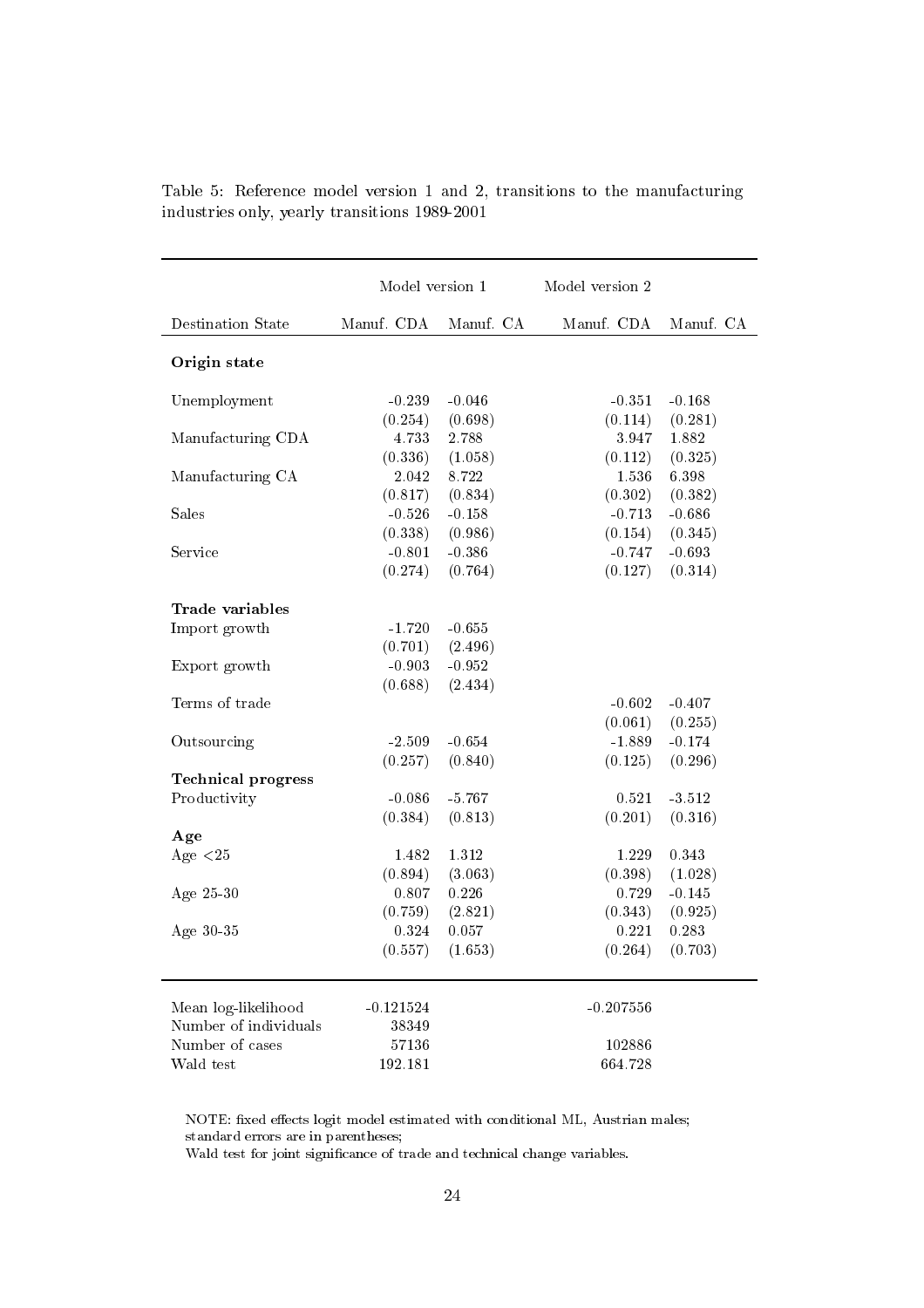Table 5: Reference model version 1 and 2, transitions to the manufacturing industries only, yearly transitions 1989-2001

| | Model version 1 | | Model version 2 | |
|---|---|---|---|---|
| Destination State | Manuf. CDA | Manuf. CA | Manuf. CDA | Manuf. CA |
| **Origin state** | | | | |
| Unemployment | -0.239 | -0.046 | -0.351 | -0.168 |
| | (0.254) | (0.698) | (0.114) | (0.281) |
| Manufacturing CDA | 4.733 | 2.788 | 3.947 | 1.882 |
| | (0.336) | (1.058) | (0.112) | (0.325) |
| Manufacturing CA | 2.042 | 8.722 | 1.536 | 6.398 |
| | (0.817) | (0.834) | (0.302) | (0.382) |
| Sales | -0.526 | -0.158 | -0.713 | -0.686 |
| | (0.338) | (0.986) | (0.154) | (0.345) |
| Service | -0.801 | -0.386 | -0.747 | -0.693 |
| | (0.274) | (0.764) | (0.127) | (0.314) |
| **Trade variables** | | | | |
| Import growth | -1.720 | -0.655 | | |
| | (0.701) | (2.496) | | |
| Export growth | -0.903 | -0.952 | | |
| | (0.688) | (2.434) | | |
| Terms of trade | | | -0.602 | -0.407 |
| | | | (0.061) | (0.255) |
| Outsourcing | -2.509 | -0.654 | -1.889 | -0.174 |
| | (0.257) | (0.840) | (0.125) | (0.296) |
| **Technical progress** | | | | |
| Productivity | -0.086 | -5.767 | 0.521 | -3.512 |
| | (0.384) | (0.813) | (0.201) | (0.316) |
| **Age** | | | | |
| Age <25 | 1.482 | 1.312 | 1.229 | 0.343 |
| | (0.894) | (3.063) | (0.398) | (1.028) |
| Age 25-30 | 0.807 | 0.226 | 0.729 | -0.145 |
| | (0.759) | (2.821) | (0.343) | (0.925) |
| Age 30-35 | 0.324 | 0.057 | 0.221 | 0.283 |
| | (0.557) | (1.653) | (0.264) | (0.703) |
| Mean log-likelihood | -0.121524 | | -0.207556 | |
| Number of individuals | 38349 | | | |
| Number of cases | 57136 | | 102886 | |
| Wald test | 192.181 | | 664.728 | |

NOTE: fixed effects logit model estimated with conditional ML, Austrian males; standard errors are in parentheses;
Wald test for joint significance of trade and technical change variables.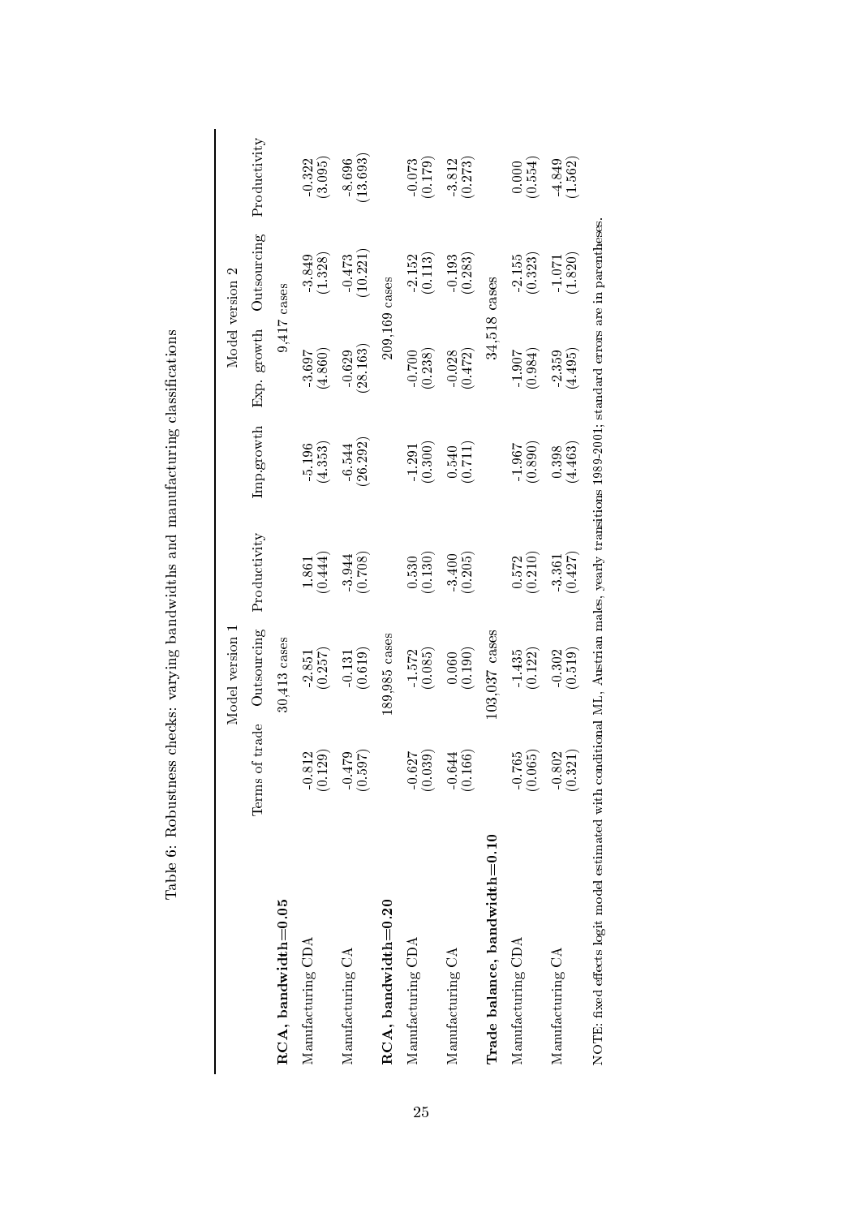Table 6: Robustness checks: varying bandwidths and manufacturing classifications

| | Model version 1 | | | Model version 2 | | | |
|---|---|---|---|---|---|---|---|
| | Terms of trade | Outsourcing | Productivity | Imp.growth | Exp. growth | Outsourcing | Productivity |
| **RCA, bandwidth=0.05** | 30,413 cases | | | | 9,417 cases | | |
| Manufacturing CDA | -0.812 | -2.851 | 1.861 | -5.196 | -3.697 | -3.849 | -0.322 |
| | (0.129) | (0.257) | (0.444) | (4.353) | (4.860) | (1.328) | (3.095) |
| Manufacturing CA | -0.479 | -0.131 | -3.944 | -6.544 | -0.629 | -0.473 | -8.696 |
| | (0.597) | (0.619) | (0.708) | (26.292) | (28.163) | (10.221) | (13.693) |
| **RCA, bandwidth=0.20** | 189,985 cases | | | | 209,169 cases | | |
| Manufacturing CDA | -0.627 | -1.572 | 0.530 | -1.291 | -0.700 | -2.152 | -0.073 |
| | (0.039) | (0.085) | (0.130) | (0.300) | (0.238) | (0.113) | (0.179) |
| Manufacturing CA | -0.644 | 0.060 | -3.400 | 0.540 | -0.028 | -0.193 | -3.812 |
| | (0.166) | (0.190) | (0.205) | (0.711) | (0.472) | (0.283) | (0.273) |
| **Trade balance, bandwidth=0.10** | 103,037 cases | | | | 34,518 cases | | |
| Manufacturing CDA | -0.765 | -1.435 | 0.572 | -1.967 | -1.907 | -2.155 | 0.000 |
| | (0.065) | (0.122) | (0.210) | (0.890) | (0.984) | (0.323) | (0.554) |
| Manufacturing CA | -0.802 | -0.302 | -3.361 | 0.398 | -2.359 | -1.071 | -4.849 |
| | (0.321) | (0.519) | (0.427) | (4.463) | (4.495) | (1.820) | (1.562) |

NOTE: fixed effects logit model estimated with conditional ML, Austrian males, yearly transitions 1989-2001; standard errors are in parentheses.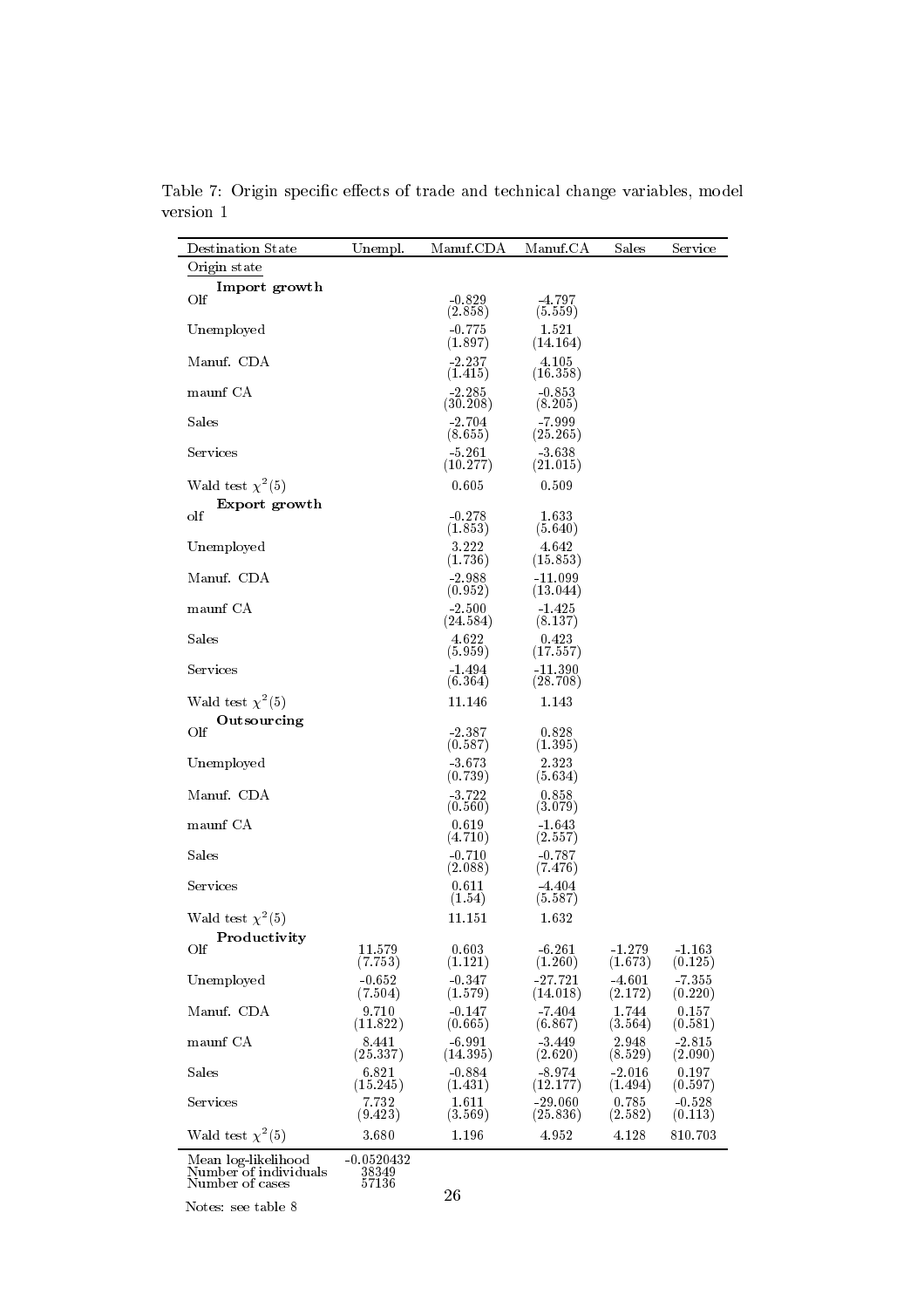Table 7: Origin specific effects of trade and technical change variables, model version 1

| Destination State | Unempl. | Manuf.CDA | Manuf.CA | Sales | Service |
|---|---|---|---|---|---|
| Origin state | | | | | |
| **Import growth** | | | | | |
| Olf | | -0.829 (2.858) | -4.797 (5.559) | | |
| Unemployed | | -0.775 (1.897) | 1.521 (14.164) | | |
| Manuf. CDA | | -2.237 (1.415) | 4.105 (16.358) | | |
| maunf CA | | -2.285 (30.208) | -0.853 (8.205) | | |
| Sales | | -2.704 (8.655) | -7.999 (25.265) | | |
| Services | | -5.261 (10.277) | -3.638 (21.015) | | |
| Wald test $\chi^2(5)$ | | 0.605 | 0.509 | | |
| **Export growth** | | | | | |
| olf | | -0.278 (1.853) | 1.633 (5.640) | | |
| Unemployed | | 3.222 (1.736) | 4.642 (15.853) | | |
| Manuf. CDA | | -2.988 (0.952) | -11.099 (13.044) | | |
| maunf CA | | -2.500 (24.584) | -1.425 (8.137) | | |
| Sales | | 4.622 (5.959) | 0.423 (17.557) | | |
| Services | | -1.494 (6.364) | -11.390 (28.708) | | |
| Wald test $\chi^2(5)$ | | 11.146 | 1.143 | | |
| **Outsourcing** | | | | | |
| Olf | | -2.387 (0.587) | 0.828 (1.395) | | |
| Unemployed | | -3.673 (0.739) | 2.323 (5.634) | | |
| Manuf. CDA | | -3.722 (0.560) | 0.858 (3.079) | | |
| maunf CA | | 0.619 (4.710) | -1.643 (2.557) | | |
| Sales | | -0.710 (2.088) | -0.787 (7.476) | | |
| Services | | 0.611 (1.54) | -4.404 (5.587) | | |
| Wald test $\chi^2(5)$ | | 11.151 | 1.632 | | |
| **Productivity** | | | | | |
| Olf | 11.579 (7.753) | 0.603 (1.121) | -6.261 (1.260) | -1.279 (1.673) | -1.163 (0.125) |
| Unemployed | -0.652 (7.504) | -0.347 (1.579) | -27.721 (14.018) | -4.601 (2.172) | -7.355 (0.220) |
| Manuf. CDA | 9.710 (11.822) | -0.147 (0.665) | -7.404 (6.867) | 1.744 (3.564) | 0.157 (0.581) |
| maunf CA | 8.441 (25.337) | -6.991 (14.395) | -3.449 (2.620) | 2.948 (8.529) | -2.815 (2.090) |
| Sales | 6.821 (15.245) | -0.884 (1.431) | -8.974 (12.177) | -2.016 (1.494) | 0.197 (0.597) |
| Services | 7.732 (9.423) | 1.611 (3.569) | -29.060 (25.836) | 0.785 (2.582) | -0.528 (0.113) |
| Wald test $\chi^2(5)$ | 3.680 | 1.196 | 4.952 | 4.128 | 810.703 |
| Mean log-likelihood | -0.0520432 | | | | |
| Number of individuals | 38349 | | | | |
| Number of cases | 57136 | | | | |

Notes: see table 8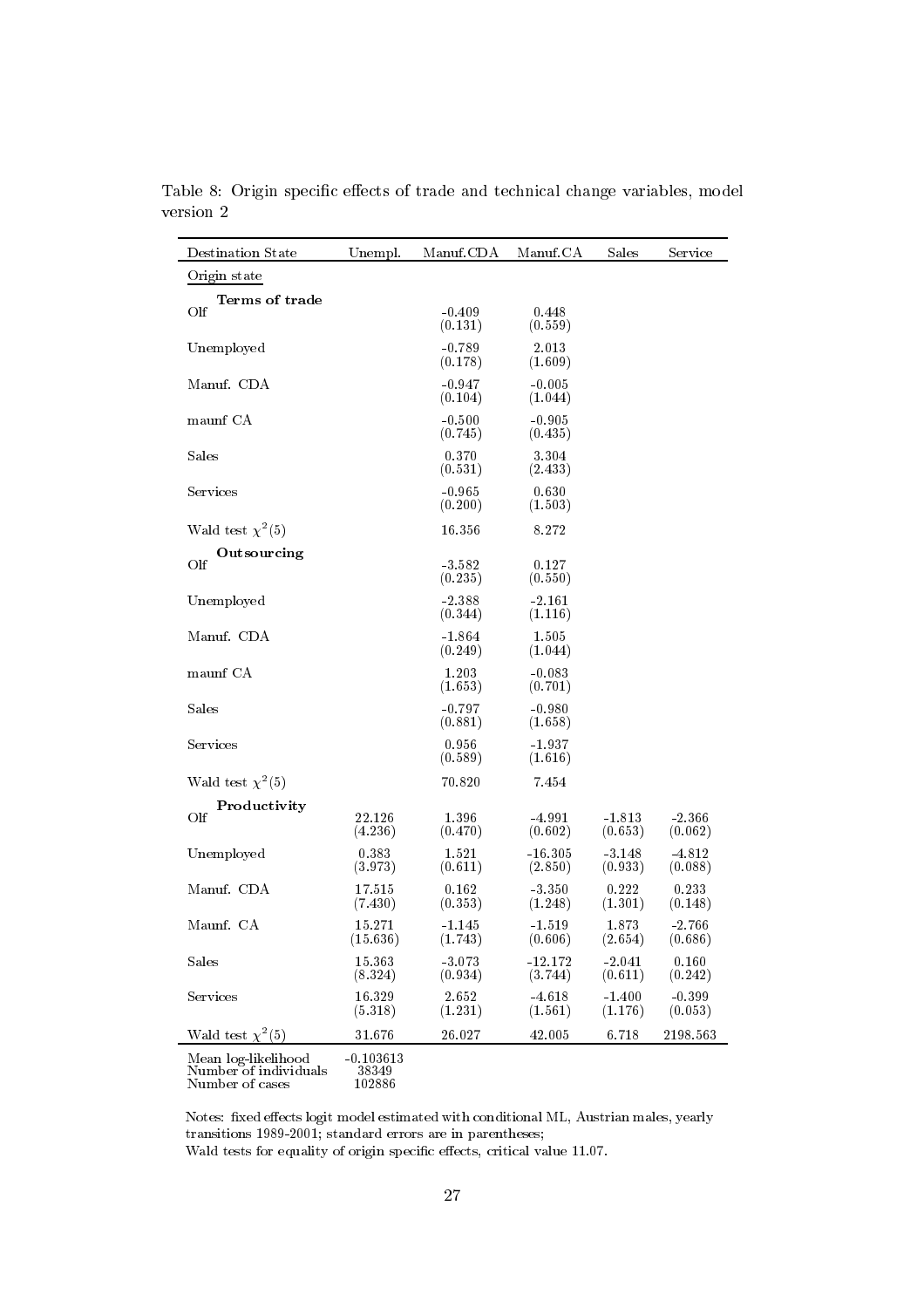Table 8: Origin specific effects of trade and technical change variables, model version 2

| Destination State | Unempl. | Manuf.CDA | Manuf.CA | Sales | Service |
|---|---|---|---|---|---|
| Origin state | | | | | |
| **Terms of trade** | | | | | |
| Olf | | -0.409 | 0.448 | | |
| | | (0.131) | (0.559) | | |
| Unemployed | | -0.789 | 2.013 | | |
| | | (0.178) | (1.609) | | |
| Manuf. CDA | | -0.947 | -0.005 | | |
| | | (0.104) | (1.044) | | |
| maunf CA | | -0.500 | -0.905 | | |
| | | (0.745) | (0.435) | | |
| Sales | | 0.370 | 3.304 | | |
| | | (0.531) | (2.433) | | |
| Services | | -0.965 | 0.630 | | |
| | | (0.200) | (1.503) | | |
| Wald test $\chi^2(5)$ | | 16.356 | 8.272 | | |
| **Outsourcing** | | | | | |
| Olf | | -3.582 | 0.127 | | |
| | | (0.235) | (0.550) | | |
| Unemployed | | -2.388 | -2.161 | | |
| | | (0.344) | (1.116) | | |
| Manuf. CDA | | -1.864 | 1.505 | | |
| | | (0.249) | (1.044) | | |
| maunf CA | | 1.203 | -0.083 | | |
| | | (1.653) | (0.701) | | |
| Sales | | -0.797 | -0.980 | | |
| | | (0.881) | (1.658) | | |
| Services | | 0.956 | -1.937 | | |
| | | (0.589) | (1.616) | | |
| Wald test $\chi^2(5)$ | | 70.820 | 7.454 | | |
| **Productivity** | | | | | |
| Olf | 22.126 | 1.396 | -4.991 | -1.813 | -2.366 |
| | (4.236) | (0.470) | (0.602) | (0.653) | (0.062) |
| Unemployed | 0.383 | 1.521 | -16.305 | -3.148 | -4.812 |
| | (3.973) | (0.611) | (2.850) | (0.933) | (0.088) |
| Manuf. CDA | 17.515 | 0.162 | -3.350 | 0.222 | 0.233 |
| | (7.430) | (0.353) | (1.248) | (1.301) | (0.148) |
| Maunf. CA | 15.271 | -1.145 | -1.519 | 1.873 | -2.766 |
| | (15.636) | (1.743) | (0.606) | (2.654) | (0.686) |
| Sales | 15.363 | -3.073 | -12.172 | -2.041 | 0.160 |
| | (8.324) | (0.934) | (3.744) | (0.611) | (0.242) |
| Services | 16.329 | 2.652 | -4.618 | -1.400 | -0.399 |
| | (5.318) | (1.231) | (1.561) | (1.176) | (0.053) |
| Wald test $\chi^2(5)$ | 31.676 | 26.027 | 42.005 | 6.718 | 2198.563 |
| Mean log-likelihood | -0.103613 | | | | |
| Number of individuals | 38349 | | | | |
| Number of cases | 102886 | | | | |

Notes: fixed effects logit model estimated with conditional ML, Austrian males, yearly transitions 1989-2001; standard errors are in parentheses;
Wald tests for equality of origin specific effects, critical value 11.07.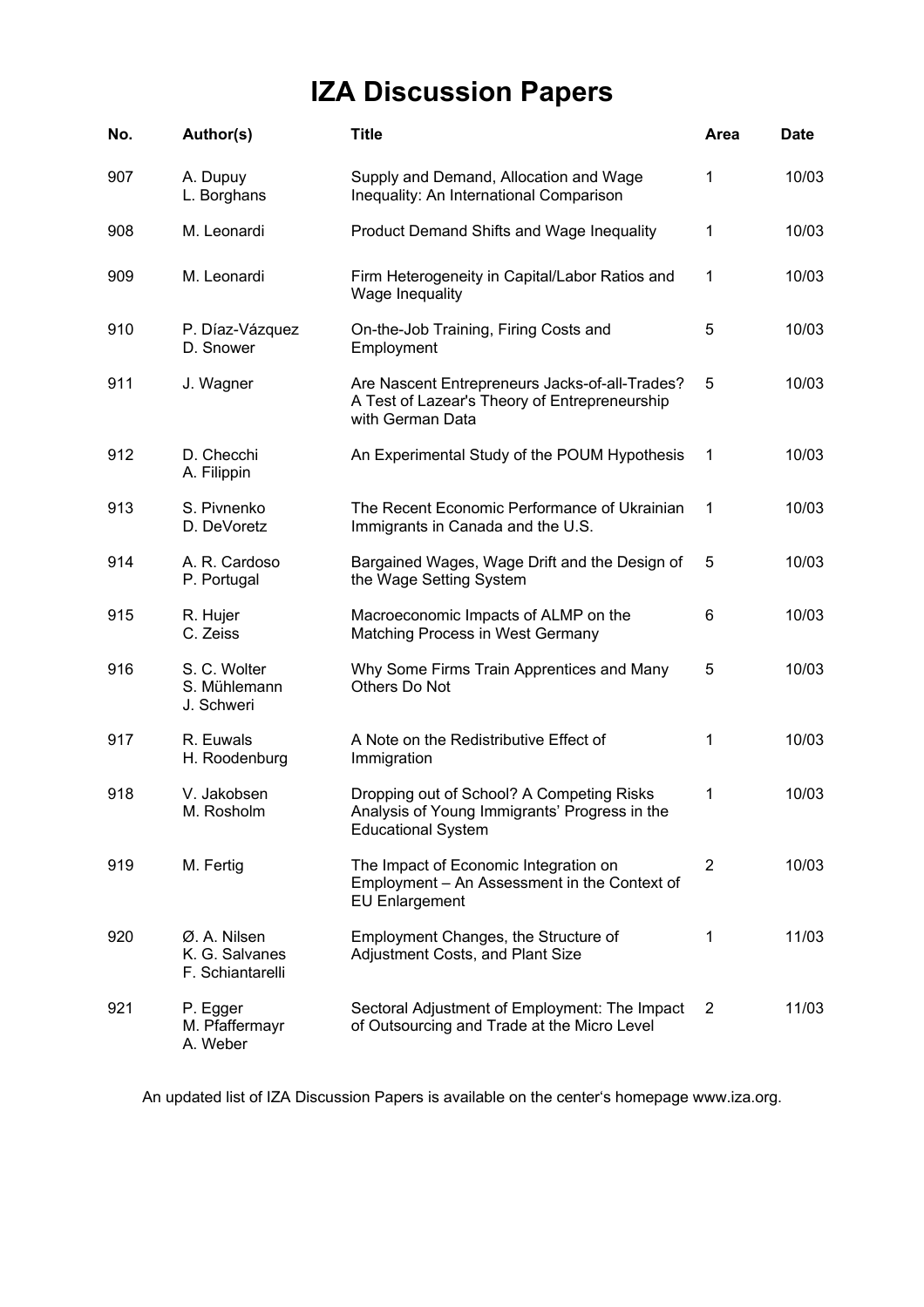# IZA Discussion Papers

| No. | Author(s) | Title | Area | Date |
|---|---|---|---|---|
| 907 | A. Dupuy<br>L. Borghans | Supply and Demand, Allocation and Wage Inequality: An International Comparison | 1 | 10/03 |
| 908 | M. Leonardi | Product Demand Shifts and Wage Inequality | 1 | 10/03 |
| 909 | M. Leonardi | Firm Heterogeneity in Capital/Labor Ratios and Wage Inequality | 1 | 10/03 |
| 910 | P. Díaz-Vázquez<br>D. Snower | On-the-Job Training, Firing Costs and Employment | 5 | 10/03 |
| 911 | J. Wagner | Are Nascent Entrepreneurs Jacks-of-all-Trades? A Test of Lazear's Theory of Entrepreneurship with German Data | 5 | 10/03 |
| 912 | D. Checchi<br>A. Filippin | An Experimental Study of the POUM Hypothesis | 1 | 10/03 |
| 913 | S. Pivnenko<br>D. DeVoretz | The Recent Economic Performance of Ukrainian Immigrants in Canada and the U.S. | 1 | 10/03 |
| 914 | A. R. Cardoso<br>P. Portugal | Bargained Wages, Wage Drift and the Design of the Wage Setting System | 5 | 10/03 |
| 915 | R. Hujer<br>C. Zeiss | Macroeconomic Impacts of ALMP on the Matching Process in West Germany | 6 | 10/03 |
| 916 | S. C. Wolter<br>S. Mühlemann<br>J. Schweri | Why Some Firms Train Apprentices and Many Others Do Not | 5 | 10/03 |
| 917 | R. Euwals<br>H. Roodenburg | A Note on the Redistributive Effect of Immigration | 1 | 10/03 |
| 918 | V. Jakobsen<br>M. Rosholm | Dropping out of School? A Competing Risks Analysis of Young Immigrants' Progress in the Educational System | 1 | 10/03 |
| 919 | M. Fertig | The Impact of Economic Integration on Employment – An Assessment in the Context of EU Enlargement | 2 | 10/03 |
| 920 | Ø. A. Nilsen<br>K. G. Salvanes<br>F. Schiantarelli | Employment Changes, the Structure of Adjustment Costs, and Plant Size | 1 | 11/03 |
| 921 | P. Egger<br>M. Pfaffermayr<br>A. Weber | Sectoral Adjustment of Employment: The Impact of Outsourcing and Trade at the Micro Level | 2 | 11/03 |

An updated list of IZA Discussion Papers is available on the center's homepage www.iza.org.